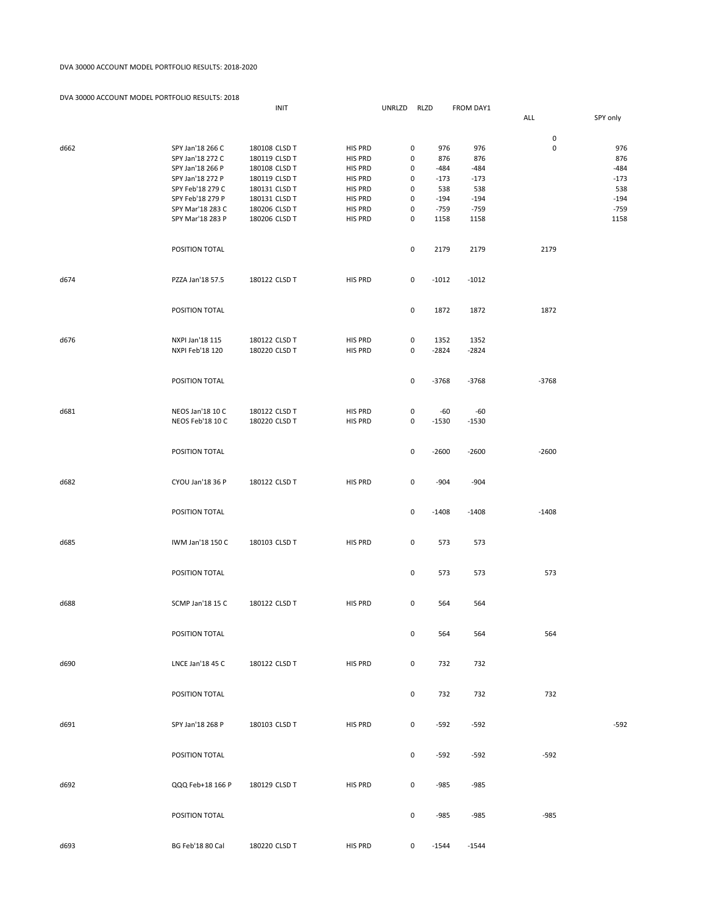DVA 30000 ACCOUNT MODEL PORTFOLIO RESULTS: 2018-2020

DVA 30000 ACCOUNT MODEL PORTFOLIO RESULTS: 2018

| | | INIT | | UNRLZD | RLZD | FROM DAY1 | ALL | SPY only |
|---|---|---|---|---|---|---|---|---|
| | | | | | | | 0 | |
| d662 | SPY Jan'18 266 C | 180108 CLSD T | HIS PRD | 0 | 976 | 976 | 0 | 976 |
| | SPY Jan'18 272 C | 180119 CLSD T | HIS PRD | 0 | 876 | 876 | | 876 |
| | SPY Jan'18 266 P | 180108 CLSD T | HIS PRD | 0 | -484 | -484 | | -484 |
| | SPY Jan'18 272 P | 180119 CLSD T | HIS PRD | 0 | -173 | -173 | | -173 |
| | SPY Feb'18 279 C | 180131 CLSD T | HIS PRD | 0 | 538 | 538 | | 538 |
| | SPY Feb'18 279 P | 180131 CLSD T | HIS PRD | 0 | -194 | -194 | | -194 |
| | SPY Mar'18 283 C | 180206 CLSD T | HIS PRD | 0 | -759 | -759 | | -759 |
| | SPY Mar'18 283 P | 180206 CLSD T | HIS PRD | 0 | 1158 | 1158 | | 1158 |
| | POSITION TOTAL | | | 0 | 2179 | 2179 | 2179 | |
| d674 | PZZA Jan'18 57.5 | 180122 CLSD T | HIS PRD | 0 | -1012 | -1012 | | |
| | POSITION TOTAL | | | 0 | 1872 | 1872 | 1872 | |
| d676 | NXPI Jan'18 115 | 180122 CLSD T | HIS PRD | 0 | 1352 | 1352 | | |
| | NXPI Feb'18 120 | 180220 CLSD T | HIS PRD | 0 | -2824 | -2824 | | |
| | POSITION TOTAL | | | 0 | -3768 | -3768 | -3768 | |
| d681 | NEOS Jan'18 10 C | 180122 CLSD T | HIS PRD | 0 | -60 | -60 | | |
| | NEOS Feb'18 10 C | 180220 CLSD T | HIS PRD | 0 | -1530 | -1530 | | |
| | POSITION TOTAL | | | 0 | -2600 | -2600 | -2600 | |
| d682 | CYOU Jan'18 36 P | 180122 CLSD T | HIS PRD | 0 | -904 | -904 | | |
| | POSITION TOTAL | | | 0 | -1408 | -1408 | -1408 | |
| d685 | IWM Jan'18 150 C | 180103 CLSD T | HIS PRD | 0 | 573 | 573 | | |
| | POSITION TOTAL | | | 0 | 573 | 573 | 573 | |
| d688 | SCMP Jan'18 15 C | 180122 CLSD T | HIS PRD | 0 | 564 | 564 | | |
| | POSITION TOTAL | | | 0 | 564 | 564 | 564 | |
| d690 | LNCE Jan'18 45 C | 180122 CLSD T | HIS PRD | 0 | 732 | 732 | | |
| | POSITION TOTAL | | | 0 | 732 | 732 | 732 | |
| d691 | SPY Jan'18 268 P | 180103 CLSD T | HIS PRD | 0 | -592 | -592 | | -592 |
| | POSITION TOTAL | | | 0 | -592 | -592 | -592 | |
| d692 | QQQ Feb+18 166 P | 180129 CLSD T | HIS PRD | 0 | -985 | -985 | | |
| | POSITION TOTAL | | | 0 | -985 | -985 | -985 | |
| d693 | BG Feb'18 80 Cal | 180220 CLSD T | HIS PRD | 0 | -1544 | -1544 | | |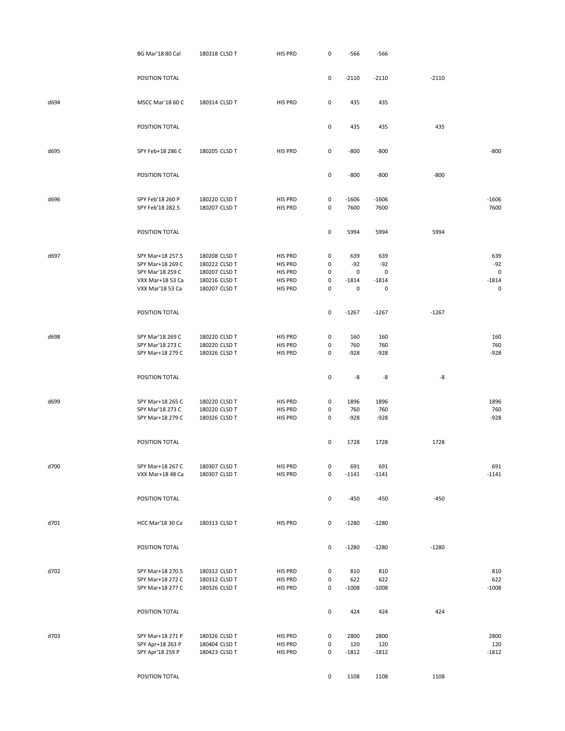| | | | | | | | | |
|---|---|---|---|---|---|---|---|---|
| | BG Mar'18 80 Cal | 180318 CLSD T | HIS PRD | 0 | -566 | -566 | | |
| | POSITION TOTAL | | | 0 | -2110 | -2110 | -2110 | |
| d694 | MSCC Mar'18 60 C | 180314 CLSD T | HIS PRD | 0 | 435 | 435 | | |
| | POSITION TOTAL | | | 0 | 435 | 435 | 435 | |
| d695 | SPY Feb+18 286 C | 180205 CLSD T | HIS PRD | 0 | -800 | -800 | | -800 |
| | POSITION TOTAL | | | 0 | -800 | -800 | -800 | |
| d696 | SPY Feb'18 260 P | 180220 CLSD T | HIS PRD | 0 | -1606 | -1606 | | -1606 |
| | SPY Feb'18 282.5 | 180207 CLSD T | HIS PRD | 0 | 7600 | 7600 | | 7600 |
| | POSITION TOTAL | | | 0 | 5994 | 5994 | 5994 | |
| d697 | SPY Mar+18 257.5 | 180208 CLSD T | HIS PRD | 0 | 639 | 639 | | 639 |
| | SPY Mar+18 269 C | 180222 CLSD T | HIS PRD | 0 | -92 | -92 | | -92 |
| | SPY Mar'18 259 C | 180207 CLSD T | HIS PRD | 0 | 0 | 0 | | 0 |
| | VXX Mar+18 53 Ca | 180216 CLSD T | HIS PRD | 0 | -1814 | -1814 | | -1814 |
| | VXX Mar'18 53 Ca | 180207 CLSD T | HIS PRD | 0 | 0 | 0 | | 0 |
| | POSITION TOTAL | | | 0 | -1267 | -1267 | -1267 | |
| d698 | SPY Mar'18 269 C | 180220 CLSD T | HIS PRD | 0 | 160 | 160 | | 160 |
| | SPY Mar'18 273 C | 180220 CLSD T | HIS PRD | 0 | 760 | 760 | | 760 |
| | SPY Mar+18 279 C | 180326 CLSD T | HIS PRD | 0 | -928 | -928 | | -928 |
| | POSITION TOTAL | | | 0 | -8 | -8 | -8 | |
| d699 | SPY Mar+18 265 C | 180220 CLSD T | HIS PRD | 0 | 1896 | 1896 | | 1896 |
| | SPY Mar'18 273 C | 180220 CLSD T | HIS PRD | 0 | 760 | 760 | | 760 |
| | SPY Mar+18 279 C | 180326 CLSD T | HIS PRD | 0 | -928 | -928 | | -928 |
| | POSITION TOTAL | | | 0 | 1728 | 1728 | 1728 | |
| d700 | SPY Mar+18 267 C | 180307 CLSD T | HIS PRD | 0 | 691 | 691 | | 691 |
| | VXX Mar+18 48 Ca | 180307 CLSD T | HIS PRD | 0 | -1141 | -1141 | | -1141 |
| | POSITION TOTAL | | | 0 | -450 | -450 | -450 | |
| d701 | HCC Mar'18 30 Ca | 180313 CLSD T | HIS PRD | 0 | -1280 | -1280 | | |
| | POSITION TOTAL | | | 0 | -1280 | -1280 | -1280 | |
| d702 | SPY Mar+18 270.5 | 180312 CLSD T | HIS PRD | 0 | 810 | 810 | | 810 |
| | SPY Mar+18 272 C | 180312 CLSD T | HIS PRD | 0 | 622 | 622 | | 622 |
| | SPY Mar+18 277 C | 180326 CLSD T | HIS PRD | 0 | -1008 | -1008 | | -1008 |
| | POSITION TOTAL | | | 0 | 424 | 424 | 424 | |
| d703 | SPY Mar+18 271 P | 180326 CLSD T | HIS PRD | 0 | 2800 | 2800 | | 2800 |
| | SPY Apr+18 263 P | 180404 CLSD T | HIS PRD | 0 | 120 | 120 | | 120 |
| | SPY Apr'18 259 P | 180423 CLSD T | HIS PRD | 0 | -1812 | -1812 | | -1812 |
| | POSITION TOTAL | | | 0 | 1108 | 1108 | 1108 | |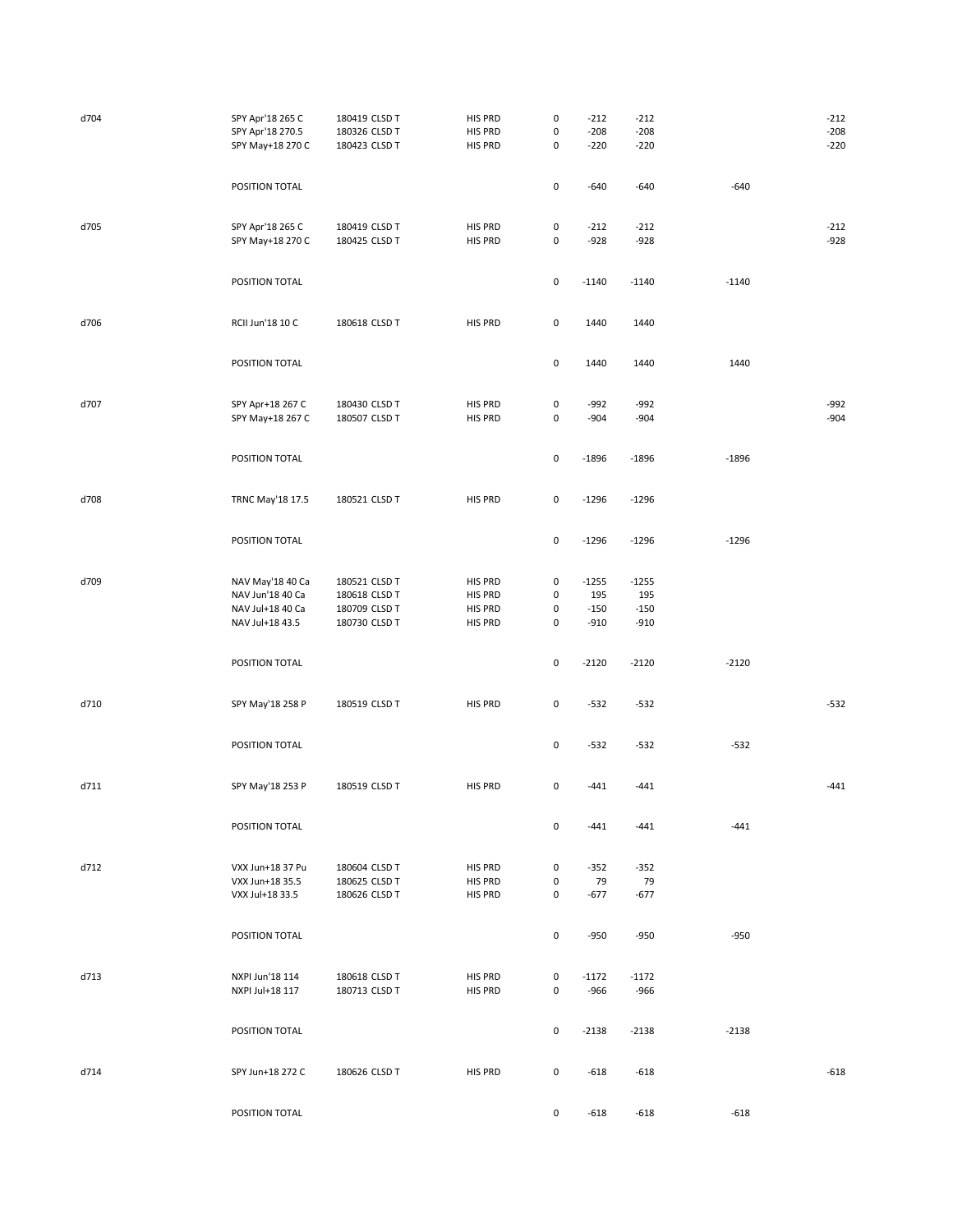| | | | | | | | | |
|---|---|---|---|---|---|---|---|---|
| d704 | SPY Apr'18 265 C | 180419 CLSD T | HIS PRD | 0 | -212 | -212 | | -212 |
| | SPY Apr'18 270.5 | 180326 CLSD T | HIS PRD | 0 | -208 | -208 | | -208 |
| | SPY May+18 270 C | 180423 CLSD T | HIS PRD | 0 | -220 | -220 | | -220 |
| | POSITION TOTAL | | | 0 | -640 | -640 | -640 | |
| d705 | SPY Apr'18 265 C | 180419 CLSD T | HIS PRD | 0 | -212 | -212 | | -212 |
| | SPY May+18 270 C | 180425 CLSD T | HIS PRD | 0 | -928 | -928 | | -928 |
| | POSITION TOTAL | | | 0 | -1140 | -1140 | -1140 | |
| d706 | RCII Jun'18 10 C | 180618 CLSD T | HIS PRD | 0 | 1440 | 1440 | | |
| | POSITION TOTAL | | | 0 | 1440 | 1440 | 1440 | |
| d707 | SPY Apr+18 267 C | 180430 CLSD T | HIS PRD | 0 | -992 | -992 | | -992 |
| | SPY May+18 267 C | 180507 CLSD T | HIS PRD | 0 | -904 | -904 | | -904 |
| | POSITION TOTAL | | | 0 | -1896 | -1896 | -1896 | |
| d708 | TRNC May'18 17.5 | 180521 CLSD T | HIS PRD | 0 | -1296 | -1296 | | |
| | POSITION TOTAL | | | 0 | -1296 | -1296 | -1296 | |
| d709 | NAV May'18 40 Ca | 180521 CLSD T | HIS PRD | 0 | -1255 | -1255 | | |
| | NAV Jun'18 40 Ca | 180618 CLSD T | HIS PRD | 0 | 195 | 195 | | |
| | NAV Jul+18 40 Ca | 180709 CLSD T | HIS PRD | 0 | -150 | -150 | | |
| | NAV Jul+18 43.5 | 180730 CLSD T | HIS PRD | 0 | -910 | -910 | | |
| | POSITION TOTAL | | | 0 | -2120 | -2120 | -2120 | |
| d710 | SPY May'18 258 P | 180519 CLSD T | HIS PRD | 0 | -532 | -532 | | -532 |
| | POSITION TOTAL | | | 0 | -532 | -532 | -532 | |
| d711 | SPY May'18 253 P | 180519 CLSD T | HIS PRD | 0 | -441 | -441 | | -441 |
| | POSITION TOTAL | | | 0 | -441 | -441 | -441 | |
| d712 | VXX Jun+18 37 Pu | 180604 CLSD T | HIS PRD | 0 | -352 | -352 | | |
| | VXX Jun+18 35.5 | 180625 CLSD T | HIS PRD | 0 | 79 | 79 | | |
| | VXX Jul+18 33.5 | 180626 CLSD T | HIS PRD | 0 | -677 | -677 | | |
| | POSITION TOTAL | | | 0 | -950 | -950 | -950 | |
| d713 | NXPI Jun'18 114 | 180618 CLSD T | HIS PRD | 0 | -1172 | -1172 | | |
| | NXPI Jul+18 117 | 180713 CLSD T | HIS PRD | 0 | -966 | -966 | | |
| | POSITION TOTAL | | | 0 | -2138 | -2138 | -2138 | |
| d714 | SPY Jun+18 272 C | 180626 CLSD T | HIS PRD | 0 | -618 | -618 | | -618 |
| | POSITION TOTAL | | | 0 | -618 | -618 | -618 | |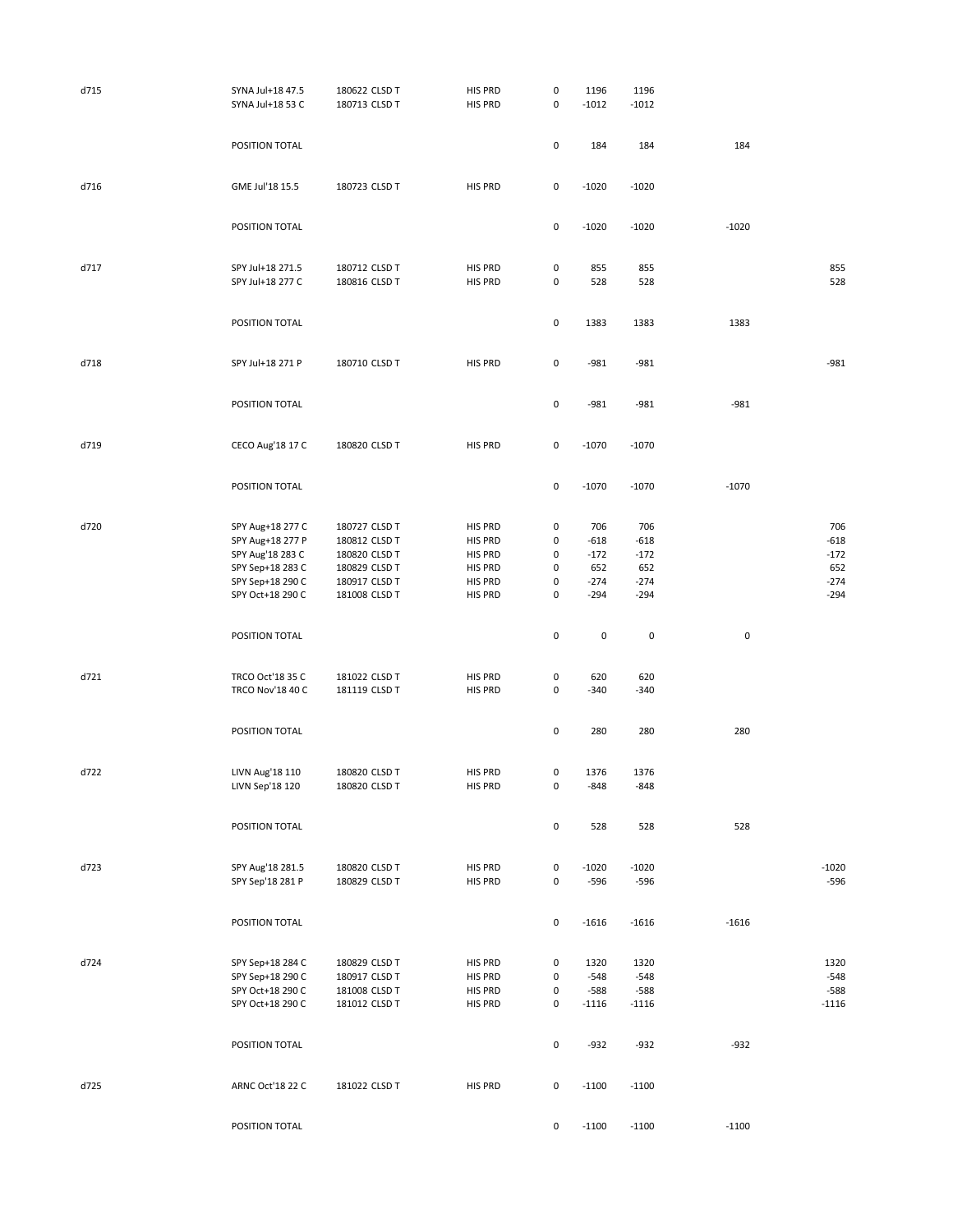| | | | | | | | | |
|---|---|---|---|---|---|---|---|---|
| d715 | SYNA Jul+18 47.5 | 180622 CLSD T | HIS PRD | 0 | 1196 | 1196 | | |
| | SYNA Jul+18 53 C | 180713 CLSD T | HIS PRD | 0 | -1012 | -1012 | | |
| | POSITION TOTAL | | | 0 | 184 | 184 | 184 | |
| d716 | GME Jul'18 15.5 | 180723 CLSD T | HIS PRD | 0 | -1020 | -1020 | | |
| | POSITION TOTAL | | | 0 | -1020 | -1020 | -1020 | |
| d717 | SPY Jul+18 271.5 | 180712 CLSD T | HIS PRD | 0 | 855 | 855 | | 855 |
| | SPY Jul+18 277 C | 180816 CLSD T | HIS PRD | 0 | 528 | 528 | | 528 |
| | POSITION TOTAL | | | 0 | 1383 | 1383 | 1383 | |
| d718 | SPY Jul+18 271 P | 180710 CLSD T | HIS PRD | 0 | -981 | -981 | | -981 |
| | POSITION TOTAL | | | 0 | -981 | -981 | -981 | |
| d719 | CECO Aug'18 17 C | 180820 CLSD T | HIS PRD | 0 | -1070 | -1070 | | |
| | POSITION TOTAL | | | 0 | -1070 | -1070 | -1070 | |
| d720 | SPY Aug+18 277 C | 180727 CLSD T | HIS PRD | 0 | 706 | 706 | | 706 |
| | SPY Aug+18 277 P | 180812 CLSD T | HIS PRD | 0 | -618 | -618 | | -618 |
| | SPY Aug'18 283 C | 180820 CLSD T | HIS PRD | 0 | -172 | -172 | | -172 |
| | SPY Sep+18 283 C | 180829 CLSD T | HIS PRD | 0 | 652 | 652 | | 652 |
| | SPY Sep+18 290 C | 180917 CLSD T | HIS PRD | 0 | -274 | -274 | | -274 |
| | SPY Oct+18 290 C | 181008 CLSD T | HIS PRD | 0 | -294 | -294 | | -294 |
| | POSITION TOTAL | | | 0 | 0 | 0 | 0 | |
| d721 | TRCO Oct'18 35 C | 181022 CLSD T | HIS PRD | 0 | 620 | 620 | | |
| | TRCO Nov'18 40 C | 181119 CLSD T | HIS PRD | 0 | -340 | -340 | | |
| | POSITION TOTAL | | | 0 | 280 | 280 | 280 | |
| d722 | LIVN Aug'18 110 | 180820 CLSD T | HIS PRD | 0 | 1376 | 1376 | | |
| | LIVN Sep'18 120 | 180820 CLSD T | HIS PRD | 0 | -848 | -848 | | |
| | POSITION TOTAL | | | 0 | 528 | 528 | 528 | |
| d723 | SPY Aug'18 281.5 | 180820 CLSD T | HIS PRD | 0 | -1020 | -1020 | | -1020 |
| | SPY Sep'18 281 P | 180829 CLSD T | HIS PRD | 0 | -596 | -596 | | -596 |
| | POSITION TOTAL | | | 0 | -1616 | -1616 | -1616 | |
| d724 | SPY Sep+18 284 C | 180829 CLSD T | HIS PRD | 0 | 1320 | 1320 | | 1320 |
| | SPY Sep+18 290 C | 180917 CLSD T | HIS PRD | 0 | -548 | -548 | | -548 |
| | SPY Oct+18 290 C | 181008 CLSD T | HIS PRD | 0 | -588 | -588 | | -588 |
| | SPY Oct+18 290 C | 181012 CLSD T | HIS PRD | 0 | -1116 | -1116 | | -1116 |
| | POSITION TOTAL | | | 0 | -932 | -932 | -932 | |
| d725 | ARNC Oct'18 22 C | 181022 CLSD T | HIS PRD | 0 | -1100 | -1100 | | |
| | POSITION TOTAL | | | 0 | -1100 | -1100 | -1100 | |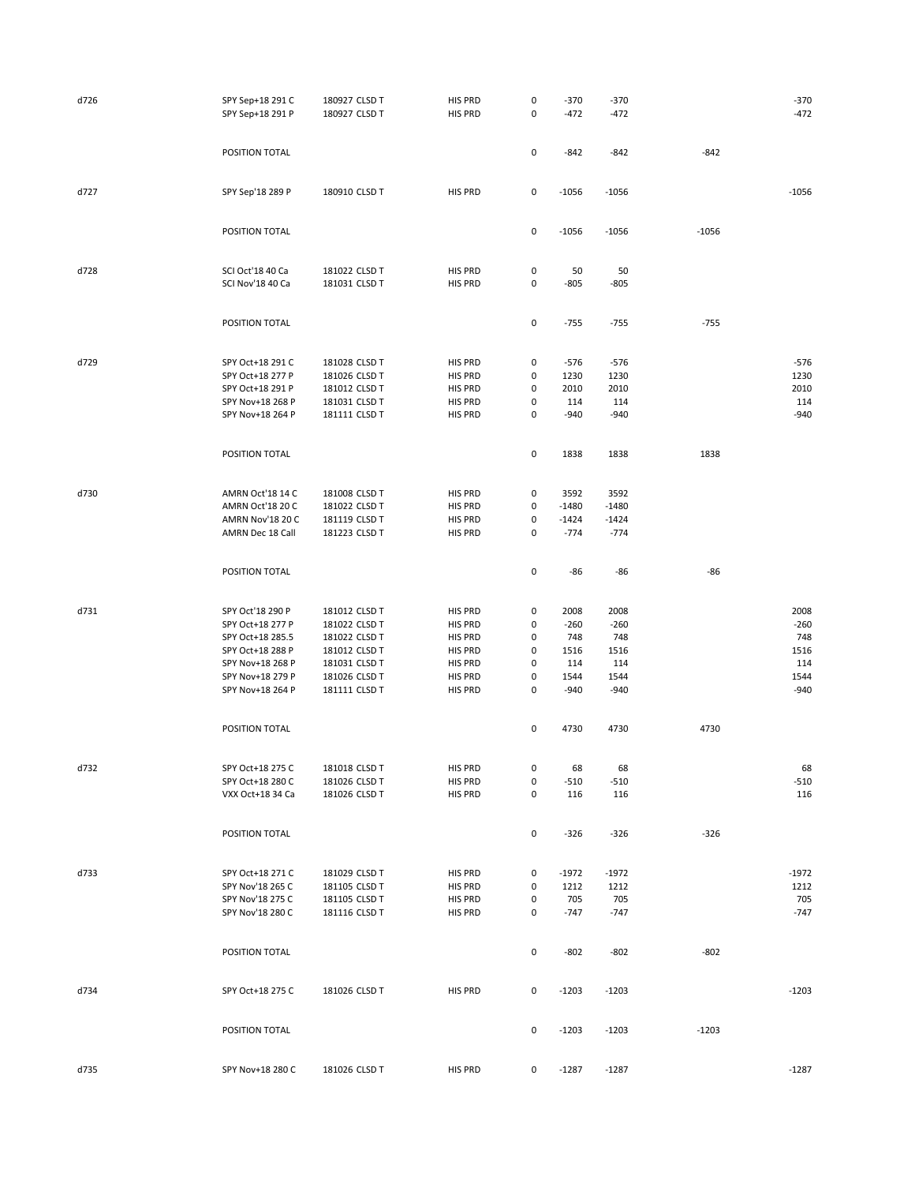| | | | | | | | | |
|---|---|---|---|---|---|---|---|---|
| d726 | SPY Sep+18 291 C | 180927 CLSD T | HIS PRD | 0 | -370 | -370 | | -370 |
| | SPY Sep+18 291 P | 180927 CLSD T | HIS PRD | 0 | -472 | -472 | | -472 |
| | POSITION TOTAL | | | 0 | -842 | -842 | -842 | |
| d727 | SPY Sep'18 289 P | 180910 CLSD T | HIS PRD | 0 | -1056 | -1056 | | -1056 |
| | POSITION TOTAL | | | 0 | -1056 | -1056 | -1056 | |
| d728 | SCI Oct'18 40 Ca | 181022 CLSD T | HIS PRD | 0 | 50 | 50 | | |
| | SCI Nov'18 40 Ca | 181031 CLSD T | HIS PRD | 0 | -805 | -805 | | |
| | POSITION TOTAL | | | 0 | -755 | -755 | -755 | |
| d729 | SPY Oct+18 291 C | 181028 CLSD T | HIS PRD | 0 | -576 | -576 | | -576 |
| | SPY Oct+18 277 P | 181026 CLSD T | HIS PRD | 0 | 1230 | 1230 | | 1230 |
| | SPY Oct+18 291 P | 181012 CLSD T | HIS PRD | 0 | 2010 | 2010 | | 2010 |
| | SPY Nov+18 268 P | 181031 CLSD T | HIS PRD | 0 | 114 | 114 | | 114 |
| | SPY Nov+18 264 P | 181111 CLSD T | HIS PRD | 0 | -940 | -940 | | -940 |
| | POSITION TOTAL | | | 0 | 1838 | 1838 | 1838 | |
| d730 | AMRN Oct'18 14 C | 181008 CLSD T | HIS PRD | 0 | 3592 | 3592 | | |
| | AMRN Oct'18 20 C | 181022 CLSD T | HIS PRD | 0 | -1480 | -1480 | | |
| | AMRN Nov'18 20 C | 181119 CLSD T | HIS PRD | 0 | -1424 | -1424 | | |
| | AMRN Dec 18 Call | 181223 CLSD T | HIS PRD | 0 | -774 | -774 | | |
| | POSITION TOTAL | | | 0 | -86 | -86 | -86 | |
| d731 | SPY Oct'18 290 P | 181012 CLSD T | HIS PRD | 0 | 2008 | 2008 | | 2008 |
| | SPY Oct+18 277 P | 181022 CLSD T | HIS PRD | 0 | -260 | -260 | | -260 |
| | SPY Oct+18 285.5 | 181022 CLSD T | HIS PRD | 0 | 748 | 748 | | 748 |
| | SPY Oct+18 288 P | 181012 CLSD T | HIS PRD | 0 | 1516 | 1516 | | 1516 |
| | SPY Nov+18 268 P | 181031 CLSD T | HIS PRD | 0 | 114 | 114 | | 114 |
| | SPY Nov+18 279 P | 181026 CLSD T | HIS PRD | 0 | 1544 | 1544 | | 1544 |
| | SPY Nov+18 264 P | 181111 CLSD T | HIS PRD | 0 | -940 | -940 | | -940 |
| | POSITION TOTAL | | | 0 | 4730 | 4730 | 4730 | |
| d732 | SPY Oct+18 275 C | 181018 CLSD T | HIS PRD | 0 | 68 | 68 | | 68 |
| | SPY Oct+18 280 C | 181026 CLSD T | HIS PRD | 0 | -510 | -510 | | -510 |
| | VXX Oct+18 34 Ca | 181026 CLSD T | HIS PRD | 0 | 116 | 116 | | 116 |
| | POSITION TOTAL | | | 0 | -326 | -326 | -326 | |
| d733 | SPY Oct+18 271 C | 181029 CLSD T | HIS PRD | 0 | -1972 | -1972 | | -1972 |
| | SPY Nov'18 265 C | 181105 CLSD T | HIS PRD | 0 | 1212 | 1212 | | 1212 |
| | SPY Nov'18 275 C | 181105 CLSD T | HIS PRD | 0 | 705 | 705 | | 705 |
| | SPY Nov'18 280 C | 181116 CLSD T | HIS PRD | 0 | -747 | -747 | | -747 |
| | POSITION TOTAL | | | 0 | -802 | -802 | -802 | |
| d734 | SPY Oct+18 275 C | 181026 CLSD T | HIS PRD | 0 | -1203 | -1203 | | -1203 |
| | POSITION TOTAL | | | 0 | -1203 | -1203 | -1203 | |
| d735 | SPY Nov+18 280 C | 181026 CLSD T | HIS PRD | 0 | -1287 | -1287 | | -1287 |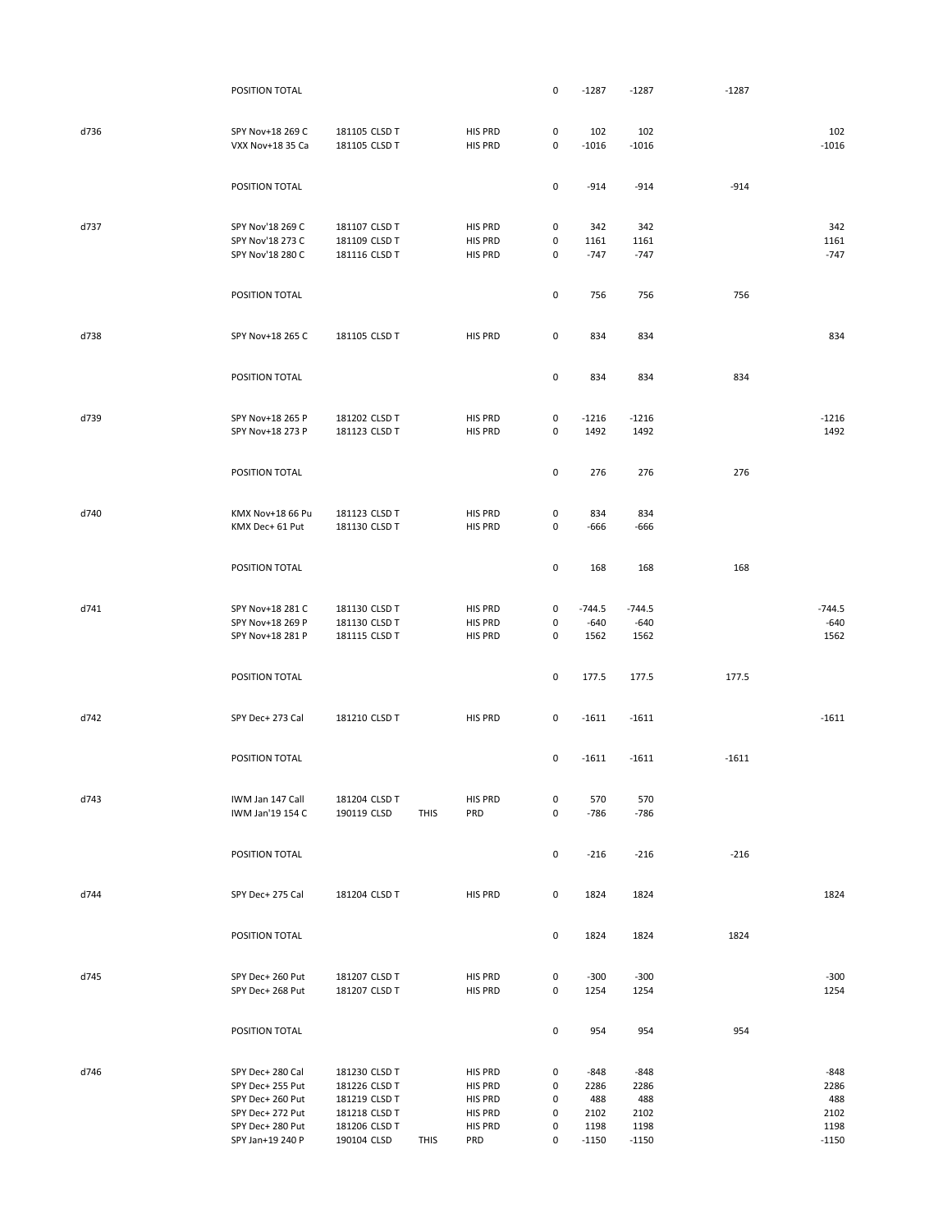| | | | | | | | | | |
|---|---|---|---|---|---|---|---|---|---|
| | POSITION TOTAL | | | | 0 | -1287 | -1287 | -1287 | |
| d736 | SPY Nov+18 269 C | 181105 CLSD T | | HIS PRD | 0 | 102 | 102 | | 102 |
| | VXX Nov+18 35 Ca | 181105 CLSD T | | HIS PRD | 0 | -1016 | -1016 | | -1016 |
| | POSITION TOTAL | | | | 0 | -914 | -914 | -914 | |
| d737 | SPY Nov'18 269 C | 181107 CLSD T | | HIS PRD | 0 | 342 | 342 | | 342 |
| | SPY Nov'18 273 C | 181109 CLSD T | | HIS PRD | 0 | 1161 | 1161 | | 1161 |
| | SPY Nov'18 280 C | 181116 CLSD T | | HIS PRD | 0 | -747 | -747 | | -747 |
| | POSITION TOTAL | | | | 0 | 756 | 756 | 756 | |
| d738 | SPY Nov+18 265 C | 181105 CLSD T | | HIS PRD | 0 | 834 | 834 | | 834 |
| | POSITION TOTAL | | | | 0 | 834 | 834 | 834 | |
| d739 | SPY Nov+18 265 P | 181202 CLSD T | | HIS PRD | 0 | -1216 | -1216 | | -1216 |
| | SPY Nov+18 273 P | 181123 CLSD T | | HIS PRD | 0 | 1492 | 1492 | | 1492 |
| | POSITION TOTAL | | | | 0 | 276 | 276 | 276 | |
| d740 | KMX Nov+18 66 Pu | 181123 CLSD T | | HIS PRD | 0 | 834 | 834 | | |
| | KMX Dec+ 61 Put | 181130 CLSD T | | HIS PRD | 0 | -666 | -666 | | |
| | POSITION TOTAL | | | | 0 | 168 | 168 | 168 | |
| d741 | SPY Nov+18 281 C | 181130 CLSD T | | HIS PRD | 0 | -744.5 | -744.5 | | -744.5 |
| | SPY Nov+18 269 P | 181130 CLSD T | | HIS PRD | 0 | -640 | -640 | | -640 |
| | SPY Nov+18 281 P | 181115 CLSD T | | HIS PRD | 0 | 1562 | 1562 | | 1562 |
| | POSITION TOTAL | | | | 0 | 177.5 | 177.5 | 177.5 | |
| d742 | SPY Dec+ 273 Cal | 181210 CLSD T | | HIS PRD | 0 | -1611 | -1611 | | -1611 |
| | POSITION TOTAL | | | | 0 | -1611 | -1611 | -1611 | |
| d743 | IWM Jan 147 Call | 181204 CLSD T | | HIS PRD | 0 | 570 | 570 | | |
| | IWM Jan'19 154 C | 190119 CLSD | THIS | PRD | 0 | -786 | -786 | | |
| | POSITION TOTAL | | | | 0 | -216 | -216 | -216 | |
| d744 | SPY Dec+ 275 Cal | 181204 CLSD T | | HIS PRD | 0 | 1824 | 1824 | | 1824 |
| | POSITION TOTAL | | | | 0 | 1824 | 1824 | 1824 | |
| d745 | SPY Dec+ 260 Put | 181207 CLSD T | | HIS PRD | 0 | -300 | -300 | | -300 |
| | SPY Dec+ 268 Put | 181207 CLSD T | | HIS PRD | 0 | 1254 | 1254 | | 1254 |
| | POSITION TOTAL | | | | 0 | 954 | 954 | 954 | |
| d746 | SPY Dec+ 280 Cal | 181230 CLSD T | | HIS PRD | 0 | -848 | -848 | | -848 |
| | SPY Dec+ 255 Put | 181226 CLSD T | | HIS PRD | 0 | 2286 | 2286 | | 2286 |
| | SPY Dec+ 260 Put | 181219 CLSD T | | HIS PRD | 0 | 488 | 488 | | 488 |
| | SPY Dec+ 272 Put | 181218 CLSD T | | HIS PRD | 0 | 2102 | 2102 | | 2102 |
| | SPY Dec+ 280 Put | 181206 CLSD T | | HIS PRD | 0 | 1198 | 1198 | | 1198 |
| | SPY Jan+19 240 P | 190104 CLSD | THIS | PRD | 0 | -1150 | -1150 | | -1150 |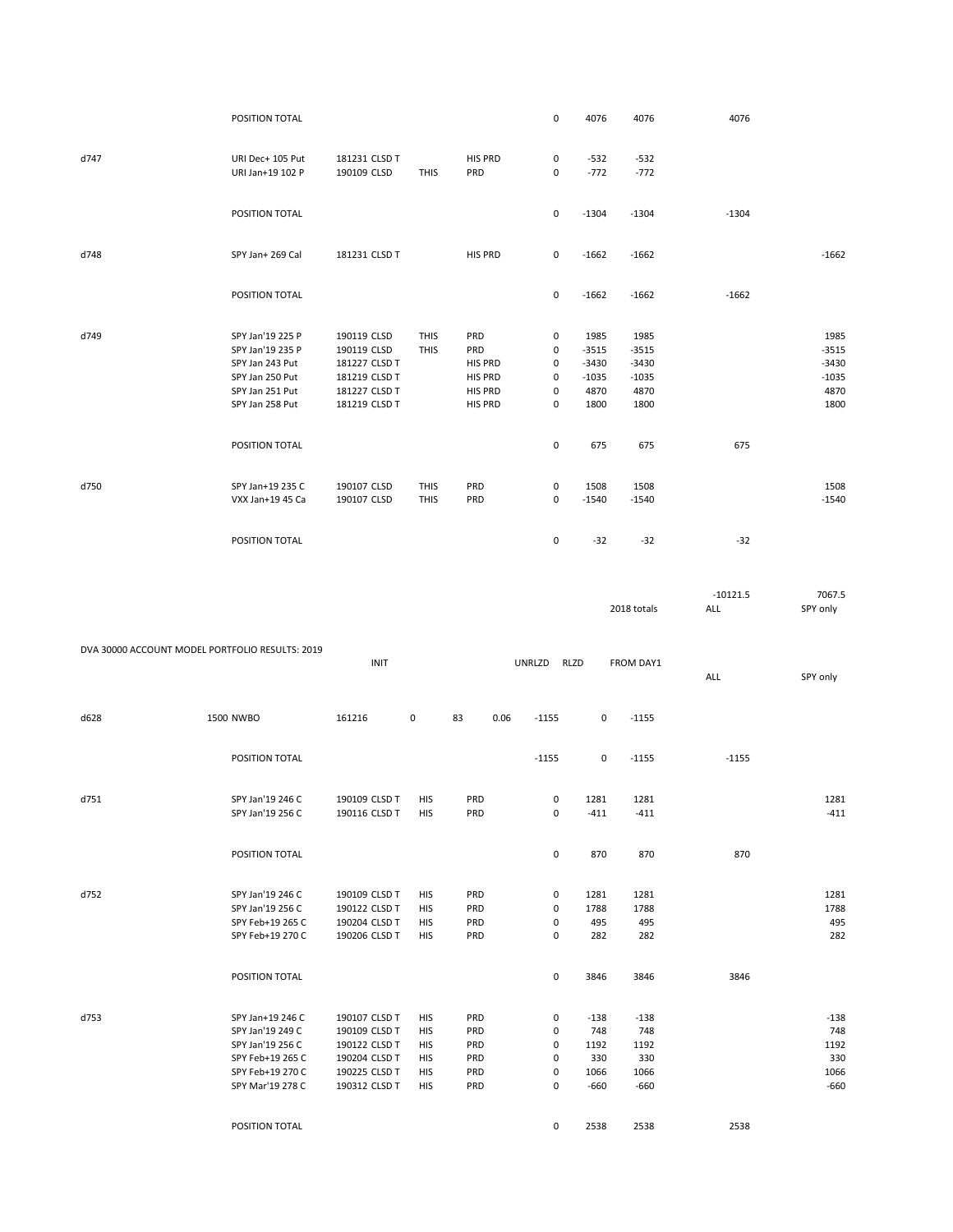| | | | | | | | | | | |
|---|---|---|---|---|---|---|---|---|---|---|
| | POSITION TOTAL | | | | | 0 | 4076 | 4076 | 4076 | |
| d747 | URI Dec+ 105 Put | 181231 CLSD T | | HIS PRD | | 0 | -532 | -532 | | |
| | URI Jan+19 102 P | 190109 CLSD | THIS | PRD | | 0 | -772 | -772 | | |
| | POSITION TOTAL | | | | | 0 | -1304 | -1304 | -1304 | |
| d748 | SPY Jan+ 269 Cal | 181231 CLSD T | | HIS PRD | | 0 | -1662 | -1662 | | -1662 |
| | POSITION TOTAL | | | | | 0 | -1662 | -1662 | -1662 | |
| d749 | SPY Jan'19 225 P | 190119 CLSD | THIS | PRD | | 0 | 1985 | 1985 | | 1985 |
| | SPY Jan'19 235 P | 190119 CLSD | THIS | PRD | | 0 | -3515 | -3515 | | -3515 |
| | SPY Jan 243 Put | 181227 CLSD T | | HIS PRD | | 0 | -3430 | -3430 | | -3430 |
| | SPY Jan 250 Put | 181219 CLSD T | | HIS PRD | | 0 | -1035 | -1035 | | -1035 |
| | SPY Jan 251 Put | 181227 CLSD T | | HIS PRD | | 0 | 4870 | 4870 | | 4870 |
| | SPY Jan 258 Put | 181219 CLSD T | | HIS PRD | | 0 | 1800 | 1800 | | 1800 |
| | POSITION TOTAL | | | | | 0 | 675 | 675 | 675 | |
| d750 | SPY Jan+19 235 C | 190107 CLSD | THIS | PRD | | 0 | 1508 | 1508 | | 1508 |
| | VXX Jan+19 45 Ca | 190107 CLSD | THIS | PRD | | 0 | -1540 | -1540 | | -1540 |
| | POSITION TOTAL | | | | | 0 | -32 | -32 | -32 | |
| | | | | | | | | 2018 totals | -10121.5 ALL | 7067.5 SPY only |

DVA 30000 ACCOUNT MODEL PORTFOLIO RESULTS: 2019

| | | INIT | | | | UNRLZD | RLZD | FROM DAY1 | ALL | SPY only |
|---|---|---|---|---|---|---|---|---|---|---|
| d628 | 1500 NWBO | 161216 | 0 | 83 | 0.06 | -1155 | 0 | -1155 | | |
| | POSITION TOTAL | | | | | -1155 | 0 | -1155 | -1155 | |
| d751 | SPY Jan'19 246 C | 190109 CLSD T | HIS | PRD | | 0 | 1281 | 1281 | | 1281 |
| | SPY Jan'19 256 C | 190116 CLSD T | HIS | PRD | | 0 | -411 | -411 | | -411 |
| | POSITION TOTAL | | | | | 0 | 870 | 870 | 870 | |
| d752 | SPY Jan'19 246 C | 190109 CLSD T | HIS | PRD | | 0 | 1281 | 1281 | | 1281 |
| | SPY Jan'19 256 C | 190122 CLSD T | HIS | PRD | | 0 | 1788 | 1788 | | 1788 |
| | SPY Feb+19 265 C | 190204 CLSD T | HIS | PRD | | 0 | 495 | 495 | | 495 |
| | SPY Feb+19 270 C | 190206 CLSD T | HIS | PRD | | 0 | 282 | 282 | | 282 |
| | POSITION TOTAL | | | | | 0 | 3846 | 3846 | 3846 | |
| d753 | SPY Jan+19 246 C | 190107 CLSD T | HIS | PRD | | 0 | -138 | -138 | | -138 |
| | SPY Jan'19 249 C | 190109 CLSD T | HIS | PRD | | 0 | 748 | 748 | | 748 |
| | SPY Jan'19 256 C | 190122 CLSD T | HIS | PRD | | 0 | 1192 | 1192 | | 1192 |
| | SPY Feb+19 265 C | 190204 CLSD T | HIS | PRD | | 0 | 330 | 330 | | 330 |
| | SPY Feb+19 270 C | 190225 CLSD T | HIS | PRD | | 0 | 1066 | 1066 | | 1066 |
| | SPY Mar'19 278 C | 190312 CLSD T | HIS | PRD | | 0 | -660 | -660 | | -660 |
| | POSITION TOTAL | | | | | 0 | 2538 | 2538 | 2538 | |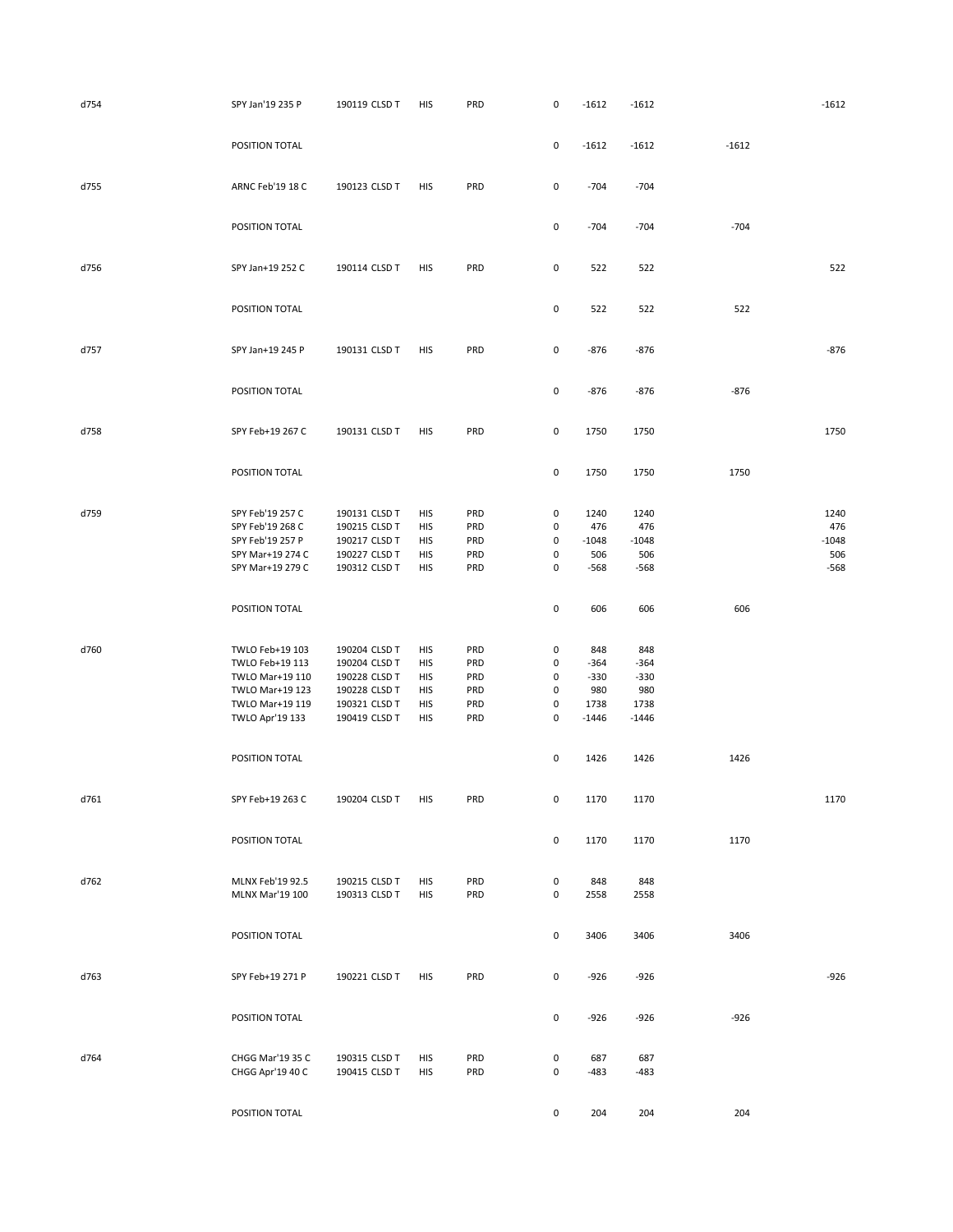| | | | | | | | | | |
|---|---|---|---|---|---|---|---|---|---|
| d754 | SPY Jan'19 235 P | 190119 CLSD T | HIS | PRD | 0 | -1612 | -1612 | | -1612 |
| | POSITION TOTAL | | | | 0 | -1612 | -1612 | -1612 | |
| d755 | ARNC Feb'19 18 C | 190123 CLSD T | HIS | PRD | 0 | -704 | -704 | | |
| | POSITION TOTAL | | | | 0 | -704 | -704 | -704 | |
| d756 | SPY Jan+19 252 C | 190114 CLSD T | HIS | PRD | 0 | 522 | 522 | | 522 |
| | POSITION TOTAL | | | | 0 | 522 | 522 | 522 | |
| d757 | SPY Jan+19 245 P | 190131 CLSD T | HIS | PRD | 0 | -876 | -876 | | -876 |
| | POSITION TOTAL | | | | 0 | -876 | -876 | -876 | |
| d758 | SPY Feb+19 267 C | 190131 CLSD T | HIS | PRD | 0 | 1750 | 1750 | | 1750 |
| | POSITION TOTAL | | | | 0 | 1750 | 1750 | 1750 | |
| d759 | SPY Feb'19 257 C | 190131 CLSD T | HIS | PRD | 0 | 1240 | 1240 | | 1240 |
| | SPY Feb'19 268 C | 190215 CLSD T | HIS | PRD | 0 | 476 | 476 | | 476 |
| | SPY Feb'19 257 P | 190217 CLSD T | HIS | PRD | 0 | -1048 | -1048 | | -1048 |
| | SPY Mar+19 274 C | 190227 CLSD T | HIS | PRD | 0 | 506 | 506 | | 506 |
| | SPY Mar+19 279 C | 190312 CLSD T | HIS | PRD | 0 | -568 | -568 | | -568 |
| | POSITION TOTAL | | | | 0 | 606 | 606 | 606 | |
| d760 | TWLO Feb+19 103 | 190204 CLSD T | HIS | PRD | 0 | 848 | 848 | | |
| | TWLO Feb+19 113 | 190204 CLSD T | HIS | PRD | 0 | -364 | -364 | | |
| | TWLO Mar+19 110 | 190228 CLSD T | HIS | PRD | 0 | -330 | -330 | | |
| | TWLO Mar+19 123 | 190228 CLSD T | HIS | PRD | 0 | 980 | 980 | | |
| | TWLO Mar+19 119 | 190321 CLSD T | HIS | PRD | 0 | 1738 | 1738 | | |
| | TWLO Apr'19 133 | 190419 CLSD T | HIS | PRD | 0 | -1446 | -1446 | | |
| | POSITION TOTAL | | | | 0 | 1426 | 1426 | 1426 | |
| d761 | SPY Feb+19 263 C | 190204 CLSD T | HIS | PRD | 0 | 1170 | 1170 | | 1170 |
| | POSITION TOTAL | | | | 0 | 1170 | 1170 | 1170 | |
| d762 | MLNX Feb'19 92.5 | 190215 CLSD T | HIS | PRD | 0 | 848 | 848 | | |
| | MLNX Mar'19 100 | 190313 CLSD T | HIS | PRD | 0 | 2558 | 2558 | | |
| | POSITION TOTAL | | | | 0 | 3406 | 3406 | 3406 | |
| d763 | SPY Feb+19 271 P | 190221 CLSD T | HIS | PRD | 0 | -926 | -926 | | -926 |
| | POSITION TOTAL | | | | 0 | -926 | -926 | -926 | |
| d764 | CHGG Mar'19 35 C | 190315 CLSD T | HIS | PRD | 0 | 687 | 687 | | |
| | CHGG Apr'19 40 C | 190415 CLSD T | HIS | PRD | 0 | -483 | -483 | | |
| | POSITION TOTAL | | | | 0 | 204 | 204 | 204 | |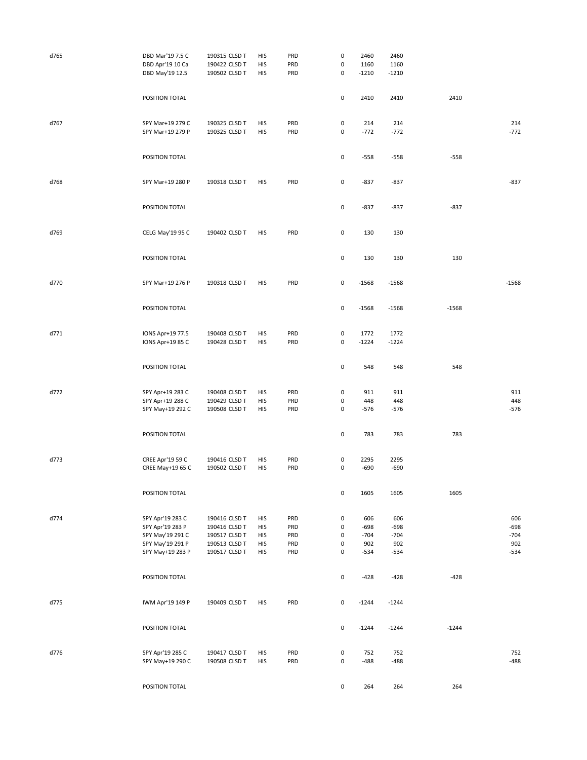| | | | | | | | | | |
|---|---|---|---|---|---|---|---|---|---|
| d765 | DBD Mar'19 7.5 C | 190315 CLSD T | HIS | PRD | 0 | 2460 | 2460 | | |
| | DBD Apr'19 10 Ca | 190422 CLSD T | HIS | PRD | 0 | 1160 | 1160 | | |
| | DBD May'19 12.5 | 190502 CLSD T | HIS | PRD | 0 | -1210 | -1210 | | |
| | POSITION TOTAL | | | | 0 | 2410 | 2410 | 2410 | |
| d767 | SPY Mar+19 279 C | 190325 CLSD T | HIS | PRD | 0 | 214 | 214 | | 214 |
| | SPY Mar+19 279 P | 190325 CLSD T | HIS | PRD | 0 | -772 | -772 | | -772 |
| | POSITION TOTAL | | | | 0 | -558 | -558 | -558 | |
| d768 | SPY Mar+19 280 P | 190318 CLSD T | HIS | PRD | 0 | -837 | -837 | | -837 |
| | POSITION TOTAL | | | | 0 | -837 | -837 | -837 | |
| d769 | CELG May'19 95 C | 190402 CLSD T | HIS | PRD | 0 | 130 | 130 | | |
| | POSITION TOTAL | | | | 0 | 130 | 130 | 130 | |
| d770 | SPY Mar+19 276 P | 190318 CLSD T | HIS | PRD | 0 | -1568 | -1568 | | -1568 |
| | POSITION TOTAL | | | | 0 | -1568 | -1568 | -1568 | |
| d771 | IONS Apr+19 77.5 | 190408 CLSD T | HIS | PRD | 0 | 1772 | 1772 | | |
| | IONS Apr+19 85 C | 190428 CLSD T | HIS | PRD | 0 | -1224 | -1224 | | |
| | POSITION TOTAL | | | | 0 | 548 | 548 | 548 | |
| d772 | SPY Apr+19 283 C | 190408 CLSD T | HIS | PRD | 0 | 911 | 911 | | 911 |
| | SPY Apr+19 288 C | 190429 CLSD T | HIS | PRD | 0 | 448 | 448 | | 448 |
| | SPY May+19 292 C | 190508 CLSD T | HIS | PRD | 0 | -576 | -576 | | -576 |
| | POSITION TOTAL | | | | 0 | 783 | 783 | 783 | |
| d773 | CREE Apr'19 59 C | 190416 CLSD T | HIS | PRD | 0 | 2295 | 2295 | | |
| | CREE May+19 65 C | 190502 CLSD T | HIS | PRD | 0 | -690 | -690 | | |
| | POSITION TOTAL | | | | 0 | 1605 | 1605 | 1605 | |
| d774 | SPY Apr'19 283 C | 190416 CLSD T | HIS | PRD | 0 | 606 | 606 | | 606 |
| | SPY Apr'19 283 P | 190416 CLSD T | HIS | PRD | 0 | -698 | -698 | | -698 |
| | SPY May'19 291 C | 190517 CLSD T | HIS | PRD | 0 | -704 | -704 | | -704 |
| | SPY May'19 291 P | 190513 CLSD T | HIS | PRD | 0 | 902 | 902 | | 902 |
| | SPY May+19 283 P | 190517 CLSD T | HIS | PRD | 0 | -534 | -534 | | -534 |
| | POSITION TOTAL | | | | 0 | -428 | -428 | -428 | |
| d775 | IWM Apr'19 149 P | 190409 CLSD T | HIS | PRD | 0 | -1244 | -1244 | | |
| | POSITION TOTAL | | | | 0 | -1244 | -1244 | -1244 | |
| d776 | SPY Apr'19 285 C | 190417 CLSD T | HIS | PRD | 0 | 752 | 752 | | 752 |
| | SPY May+19 290 C | 190508 CLSD T | HIS | PRD | 0 | -488 | -488 | | -488 |
| | POSITION TOTAL | | | | 0 | 264 | 264 | 264 | |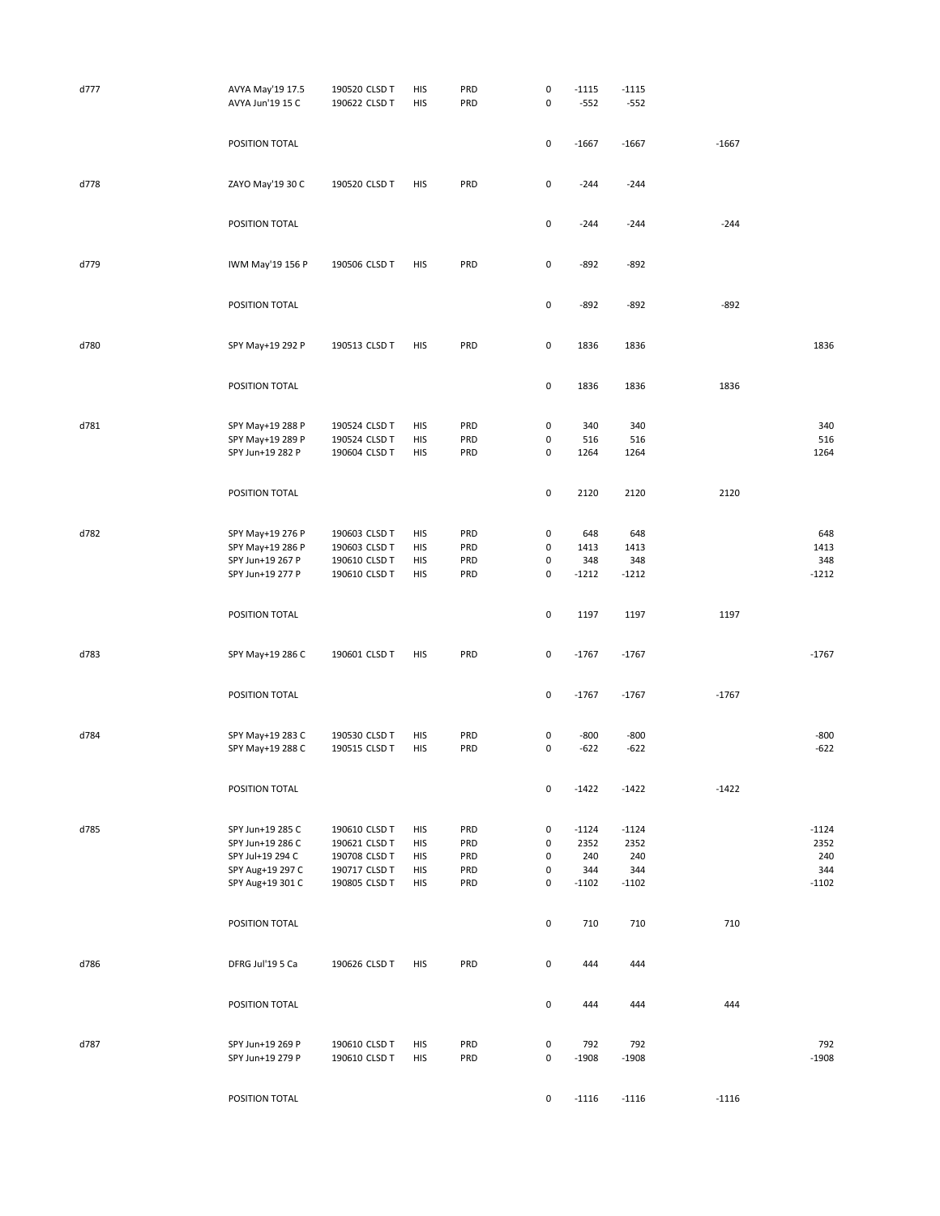| | | | | | | | | | |
|---|---|---|---|---|---|---|---|---|---|
| d777 | AVYA May'19 17.5 | 190520 CLSD T | HIS | PRD | 0 | -1115 | -1115 | | |
| | AVYA Jun'19 15 C | 190622 CLSD T | HIS | PRD | 0 | -552 | -552 | | |
| | POSITION TOTAL | | | | 0 | -1667 | -1667 | -1667 | |
| d778 | ZAYO May'19 30 C | 190520 CLSD T | HIS | PRD | 0 | -244 | -244 | | |
| | POSITION TOTAL | | | | 0 | -244 | -244 | -244 | |
| d779 | IWM May'19 156 P | 190506 CLSD T | HIS | PRD | 0 | -892 | -892 | | |
| | POSITION TOTAL | | | | 0 | -892 | -892 | -892 | |
| d780 | SPY May+19 292 P | 190513 CLSD T | HIS | PRD | 0 | 1836 | 1836 | | 1836 |
| | POSITION TOTAL | | | | 0 | 1836 | 1836 | 1836 | |
| d781 | SPY May+19 288 P | 190524 CLSD T | HIS | PRD | 0 | 340 | 340 | | 340 |
| | SPY May+19 289 P | 190524 CLSD T | HIS | PRD | 0 | 516 | 516 | | 516 |
| | SPY Jun+19 282 P | 190604 CLSD T | HIS | PRD | 0 | 1264 | 1264 | | 1264 |
| | POSITION TOTAL | | | | 0 | 2120 | 2120 | 2120 | |
| d782 | SPY May+19 276 P | 190603 CLSD T | HIS | PRD | 0 | 648 | 648 | | 648 |
| | SPY May+19 286 P | 190603 CLSD T | HIS | PRD | 0 | 1413 | 1413 | | 1413 |
| | SPY Jun+19 267 P | 190610 CLSD T | HIS | PRD | 0 | 348 | 348 | | 348 |
| | SPY Jun+19 277 P | 190610 CLSD T | HIS | PRD | 0 | -1212 | -1212 | | -1212 |
| | POSITION TOTAL | | | | 0 | 1197 | 1197 | 1197 | |
| d783 | SPY May+19 286 C | 190601 CLSD T | HIS | PRD | 0 | -1767 | -1767 | | -1767 |
| | POSITION TOTAL | | | | 0 | -1767 | -1767 | -1767 | |
| d784 | SPY May+19 283 C | 190530 CLSD T | HIS | PRD | 0 | -800 | -800 | | -800 |
| | SPY May+19 288 C | 190515 CLSD T | HIS | PRD | 0 | -622 | -622 | | -622 |
| | POSITION TOTAL | | | | 0 | -1422 | -1422 | -1422 | |
| d785 | SPY Jun+19 285 C | 190610 CLSD T | HIS | PRD | 0 | -1124 | -1124 | | -1124 |
| | SPY Jun+19 286 C | 190621 CLSD T | HIS | PRD | 0 | 2352 | 2352 | | 2352 |
| | SPY Jul+19 294 C | 190708 CLSD T | HIS | PRD | 0 | 240 | 240 | | 240 |
| | SPY Aug+19 297 C | 190717 CLSD T | HIS | PRD | 0 | 344 | 344 | | 344 |
| | SPY Aug+19 301 C | 190805 CLSD T | HIS | PRD | 0 | -1102 | -1102 | | -1102 |
| | POSITION TOTAL | | | | 0 | 710 | 710 | 710 | |
| d786 | DFRG Jul'19 5 Ca | 190626 CLSD T | HIS | PRD | 0 | 444 | 444 | | |
| | POSITION TOTAL | | | | 0 | 444 | 444 | 444 | |
| d787 | SPY Jun+19 269 P | 190610 CLSD T | HIS | PRD | 0 | 792 | 792 | | 792 |
| | SPY Jun+19 279 P | 190610 CLSD T | HIS | PRD | 0 | -1908 | -1908 | | -1908 |
| | POSITION TOTAL | | | | 0 | -1116 | -1116 | -1116 | |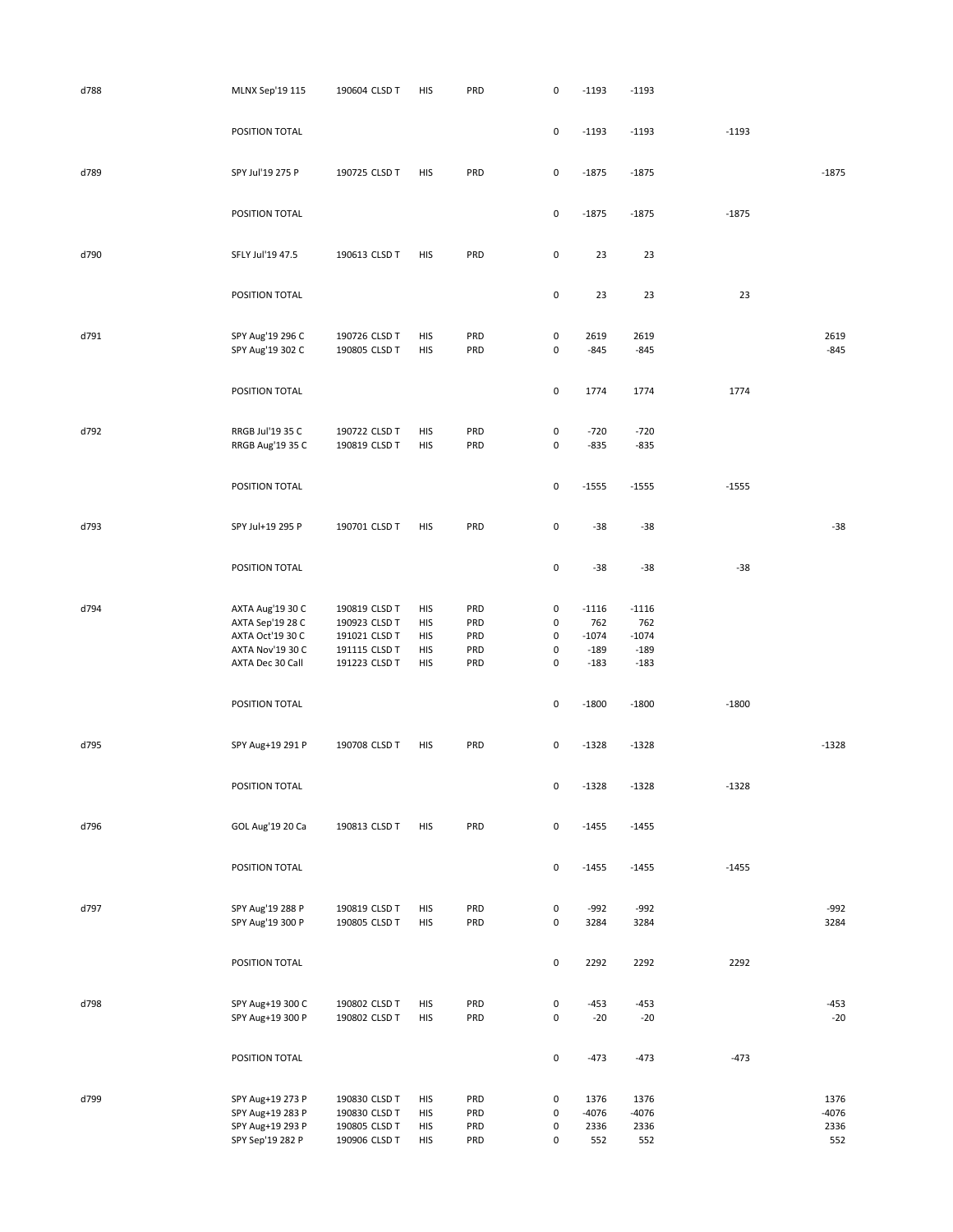| | | | | | | | | | |
|---|---|---|---|---|---|---|---|---|---|
| d788 | MLNX Sep'19 115 | 190604 CLSD T | HIS | PRD | 0 | -1193 | -1193 | | |
| | POSITION TOTAL | | | | 0 | -1193 | -1193 | -1193 | |
| d789 | SPY Jul'19 275 P | 190725 CLSD T | HIS | PRD | 0 | -1875 | -1875 | | -1875 |
| | POSITION TOTAL | | | | 0 | -1875 | -1875 | -1875 | |
| d790 | SFLY Jul'19 47.5 | 190613 CLSD T | HIS | PRD | 0 | 23 | 23 | | |
| | POSITION TOTAL | | | | 0 | 23 | 23 | 23 | |
| d791 | SPY Aug'19 296 C | 190726 CLSD T | HIS | PRD | 0 | 2619 | 2619 | | 2619 |
| | SPY Aug'19 302 C | 190805 CLSD T | HIS | PRD | 0 | -845 | -845 | | -845 |
| | POSITION TOTAL | | | | 0 | 1774 | 1774 | 1774 | |
| d792 | RRGB Jul'19 35 C | 190722 CLSD T | HIS | PRD | 0 | -720 | -720 | | |
| | RRGB Aug'19 35 C | 190819 CLSD T | HIS | PRD | 0 | -835 | -835 | | |
| | POSITION TOTAL | | | | 0 | -1555 | -1555 | -1555 | |
| d793 | SPY Jul+19 295 P | 190701 CLSD T | HIS | PRD | 0 | -38 | -38 | | -38 |
| | POSITION TOTAL | | | | 0 | -38 | -38 | -38 | |
| d794 | AXTA Aug'19 30 C | 190819 CLSD T | HIS | PRD | 0 | -1116 | -1116 | | |
| | AXTA Sep'19 28 C | 190923 CLSD T | HIS | PRD | 0 | 762 | 762 | | |
| | AXTA Oct'19 30 C | 191021 CLSD T | HIS | PRD | 0 | -1074 | -1074 | | |
| | AXTA Nov'19 30 C | 191115 CLSD T | HIS | PRD | 0 | -189 | -189 | | |
| | AXTA Dec 30 Call | 191223 CLSD T | HIS | PRD | 0 | -183 | -183 | | |
| | POSITION TOTAL | | | | 0 | -1800 | -1800 | -1800 | |
| d795 | SPY Aug+19 291 P | 190708 CLSD T | HIS | PRD | 0 | -1328 | -1328 | | -1328 |
| | POSITION TOTAL | | | | 0 | -1328 | -1328 | -1328 | |
| d796 | GOL Aug'19 20 Ca | 190813 CLSD T | HIS | PRD | 0 | -1455 | -1455 | | |
| | POSITION TOTAL | | | | 0 | -1455 | -1455 | -1455 | |
| d797 | SPY Aug'19 288 P | 190819 CLSD T | HIS | PRD | 0 | -992 | -992 | | -992 |
| | SPY Aug'19 300 P | 190805 CLSD T | HIS | PRD | 0 | 3284 | 3284 | | 3284 |
| | POSITION TOTAL | | | | 0 | 2292 | 2292 | 2292 | |
| d798 | SPY Aug+19 300 C | 190802 CLSD T | HIS | PRD | 0 | -453 | -453 | | -453 |
| | SPY Aug+19 300 P | 190802 CLSD T | HIS | PRD | 0 | -20 | -20 | | -20 |
| | POSITION TOTAL | | | | 0 | -473 | -473 | -473 | |
| d799 | SPY Aug+19 273 P | 190830 CLSD T | HIS | PRD | 0 | 1376 | 1376 | | 1376 |
| | SPY Aug+19 283 P | 190830 CLSD T | HIS | PRD | 0 | -4076 | -4076 | | -4076 |
| | SPY Aug+19 293 P | 190805 CLSD T | HIS | PRD | 0 | 2336 | 2336 | | 2336 |
| | SPY Sep'19 282 P | 190906 CLSD T | HIS | PRD | 0 | 552 | 552 | | 552 |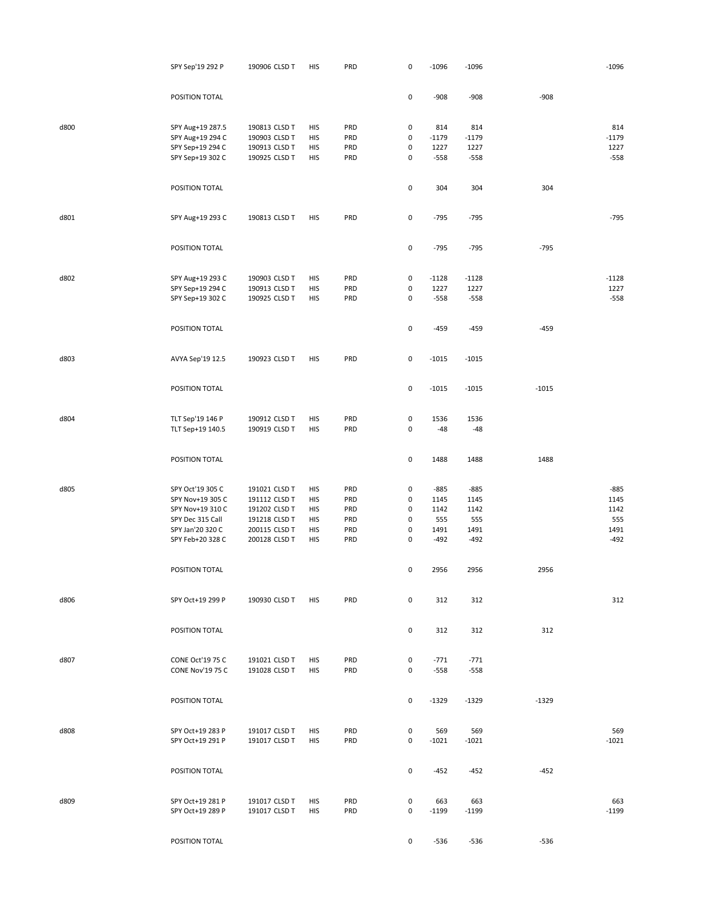| | | | | | | | | | |
|---|---|---|---|---|---|---|---|---|---|
| | SPY Sep'19 292 P | 190906 CLSD T | HIS | PRD | 0 | -1096 | -1096 | | -1096 |
| | POSITION TOTAL | | | | 0 | -908 | -908 | -908 | |
| d800 | SPY Aug+19 287.5 | 190813 CLSD T | HIS | PRD | 0 | 814 | 814 | | 814 |
| | SPY Aug+19 294 C | 190903 CLSD T | HIS | PRD | 0 | -1179 | -1179 | | -1179 |
| | SPY Sep+19 294 C | 190913 CLSD T | HIS | PRD | 0 | 1227 | 1227 | | 1227 |
| | SPY Sep+19 302 C | 190925 CLSD T | HIS | PRD | 0 | -558 | -558 | | -558 |
| | POSITION TOTAL | | | | 0 | 304 | 304 | 304 | |
| d801 | SPY Aug+19 293 C | 190813 CLSD T | HIS | PRD | 0 | -795 | -795 | | -795 |
| | POSITION TOTAL | | | | 0 | -795 | -795 | -795 | |
| d802 | SPY Aug+19 293 C | 190903 CLSD T | HIS | PRD | 0 | -1128 | -1128 | | -1128 |
| | SPY Sep+19 294 C | 190913 CLSD T | HIS | PRD | 0 | 1227 | 1227 | | 1227 |
| | SPY Sep+19 302 C | 190925 CLSD T | HIS | PRD | 0 | -558 | -558 | | -558 |
| | POSITION TOTAL | | | | 0 | -459 | -459 | -459 | |
| d803 | AVYA Sep'19 12.5 | 190923 CLSD T | HIS | PRD | 0 | -1015 | -1015 | | |
| | POSITION TOTAL | | | | 0 | -1015 | -1015 | -1015 | |
| d804 | TLT Sep'19 146 P | 190912 CLSD T | HIS | PRD | 0 | 1536 | 1536 | | |
| | TLT Sep+19 140.5 | 190919 CLSD T | HIS | PRD | 0 | -48 | -48 | | |
| | POSITION TOTAL | | | | 0 | 1488 | 1488 | 1488 | |
| d805 | SPY Oct'19 305 C | 191021 CLSD T | HIS | PRD | 0 | -885 | -885 | | -885 |
| | SPY Nov+19 305 C | 191112 CLSD T | HIS | PRD | 0 | 1145 | 1145 | | 1145 |
| | SPY Nov+19 310 C | 191202 CLSD T | HIS | PRD | 0 | 1142 | 1142 | | 1142 |
| | SPY Dec 315 Call | 191218 CLSD T | HIS | PRD | 0 | 555 | 555 | | 555 |
| | SPY Jan'20 320 C | 200115 CLSD T | HIS | PRD | 0 | 1491 | 1491 | | 1491 |
| | SPY Feb+20 328 C | 200128 CLSD T | HIS | PRD | 0 | -492 | -492 | | -492 |
| | POSITION TOTAL | | | | 0 | 2956 | 2956 | 2956 | |
| d806 | SPY Oct+19 299 P | 190930 CLSD T | HIS | PRD | 0 | 312 | 312 | | 312 |
| | POSITION TOTAL | | | | 0 | 312 | 312 | 312 | |
| d807 | CONE Oct'19 75 C | 191021 CLSD T | HIS | PRD | 0 | -771 | -771 | | |
| | CONE Nov'19 75 C | 191028 CLSD T | HIS | PRD | 0 | -558 | -558 | | |
| | POSITION TOTAL | | | | 0 | -1329 | -1329 | -1329 | |
| d808 | SPY Oct+19 283 P | 191017 CLSD T | HIS | PRD | 0 | 569 | 569 | | 569 |
| | SPY Oct+19 291 P | 191017 CLSD T | HIS | PRD | 0 | -1021 | -1021 | | -1021 |
| | POSITION TOTAL | | | | 0 | -452 | -452 | -452 | |
| d809 | SPY Oct+19 281 P | 191017 CLSD T | HIS | PRD | 0 | 663 | 663 | | 663 |
| | SPY Oct+19 289 P | 191017 CLSD T | HIS | PRD | 0 | -1199 | -1199 | | -1199 |
| | POSITION TOTAL | | | | 0 | -536 | -536 | -536 | |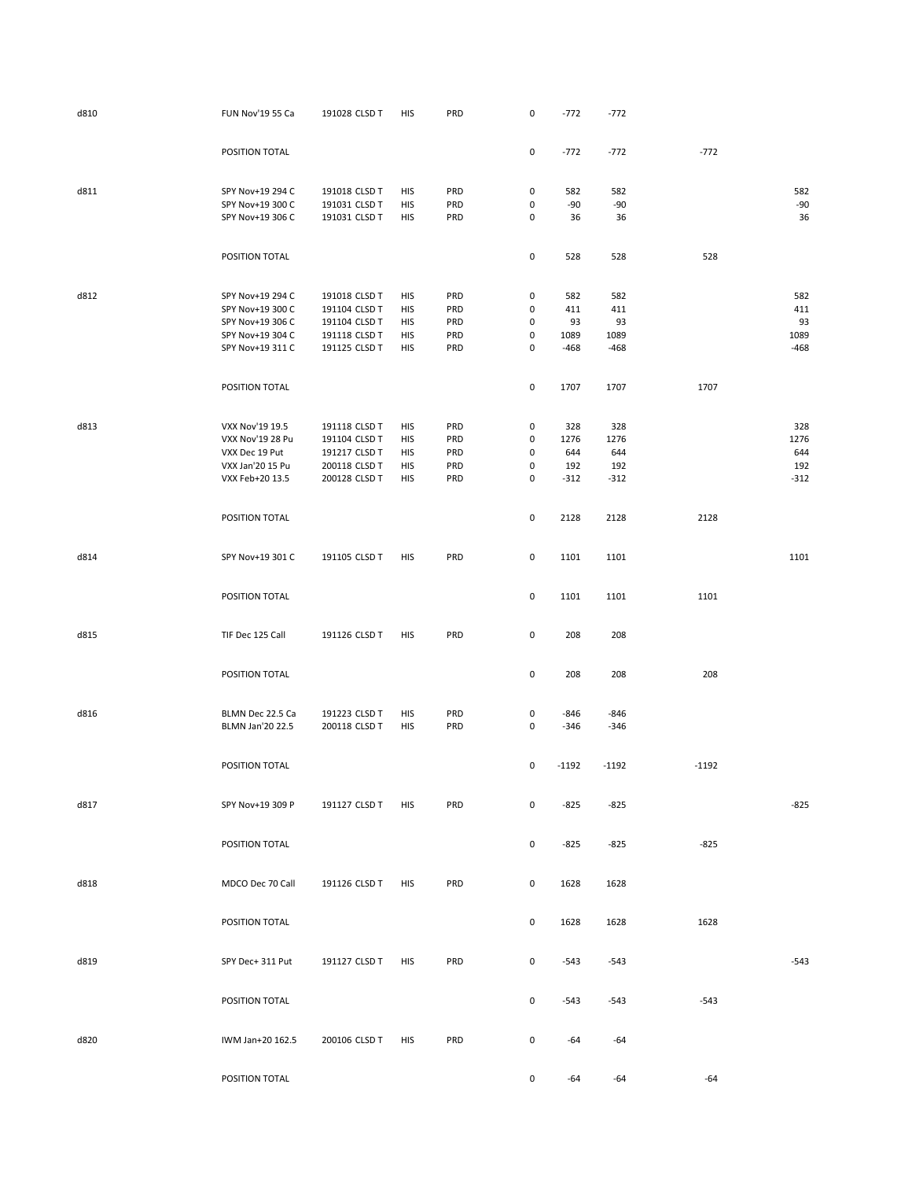| | | | | | | | | | |
|---|---|---|---|---|---|---|---|---|---|
| d810 | FUN Nov'19 55 Ca | 191028 CLSD T | HIS | PRD | 0 | -772 | -772 | | |
| | POSITION TOTAL | | | | 0 | -772 | -772 | -772 | |
| d811 | SPY Nov+19 294 C | 191018 CLSD T | HIS | PRD | 0 | 582 | 582 | | 582 |
| | SPY Nov+19 300 C | 191031 CLSD T | HIS | PRD | 0 | -90 | -90 | | -90 |
| | SPY Nov+19 306 C | 191031 CLSD T | HIS | PRD | 0 | 36 | 36 | | 36 |
| | POSITION TOTAL | | | | 0 | 528 | 528 | 528 | |
| d812 | SPY Nov+19 294 C | 191018 CLSD T | HIS | PRD | 0 | 582 | 582 | | 582 |
| | SPY Nov+19 300 C | 191104 CLSD T | HIS | PRD | 0 | 411 | 411 | | 411 |
| | SPY Nov+19 306 C | 191104 CLSD T | HIS | PRD | 0 | 93 | 93 | | 93 |
| | SPY Nov+19 304 C | 191118 CLSD T | HIS | PRD | 0 | 1089 | 1089 | | 1089 |
| | SPY Nov+19 311 C | 191125 CLSD T | HIS | PRD | 0 | -468 | -468 | | -468 |
| | POSITION TOTAL | | | | 0 | 1707 | 1707 | 1707 | |
| d813 | VXX Nov'19 19.5 | 191118 CLSD T | HIS | PRD | 0 | 328 | 328 | | 328 |
| | VXX Nov'19 28 Pu | 191104 CLSD T | HIS | PRD | 0 | 1276 | 1276 | | 1276 |
| | VXX Dec 19 Put | 191217 CLSD T | HIS | PRD | 0 | 644 | 644 | | 644 |
| | VXX Jan'20 15 Pu | 200118 CLSD T | HIS | PRD | 0 | 192 | 192 | | 192 |
| | VXX Feb+20 13.5 | 200128 CLSD T | HIS | PRD | 0 | -312 | -312 | | -312 |
| | POSITION TOTAL | | | | 0 | 2128 | 2128 | 2128 | |
| d814 | SPY Nov+19 301 C | 191105 CLSD T | HIS | PRD | 0 | 1101 | 1101 | | 1101 |
| | POSITION TOTAL | | | | 0 | 1101 | 1101 | 1101 | |
| d815 | TIF Dec 125 Call | 191126 CLSD T | HIS | PRD | 0 | 208 | 208 | | |
| | POSITION TOTAL | | | | 0 | 208 | 208 | 208 | |
| d816 | BLMN Dec 22.5 Ca | 191223 CLSD T | HIS | PRD | 0 | -846 | -846 | | |
| | BLMN Jan'20 22.5 | 200118 CLSD T | HIS | PRD | 0 | -346 | -346 | | |
| | POSITION TOTAL | | | | 0 | -1192 | -1192 | -1192 | |
| d817 | SPY Nov+19 309 P | 191127 CLSD T | HIS | PRD | 0 | -825 | -825 | | -825 |
| | POSITION TOTAL | | | | 0 | -825 | -825 | -825 | |
| d818 | MDCO Dec 70 Call | 191126 CLSD T | HIS | PRD | 0 | 1628 | 1628 | | |
| | POSITION TOTAL | | | | 0 | 1628 | 1628 | 1628 | |
| d819 | SPY Dec+ 311 Put | 191127 CLSD T | HIS | PRD | 0 | -543 | -543 | | -543 |
| | POSITION TOTAL | | | | 0 | -543 | -543 | -543 | |
| d820 | IWM Jan+20 162.5 | 200106 CLSD T | HIS | PRD | 0 | -64 | -64 | | |
| | POSITION TOTAL | | | | 0 | -64 | -64 | -64 | |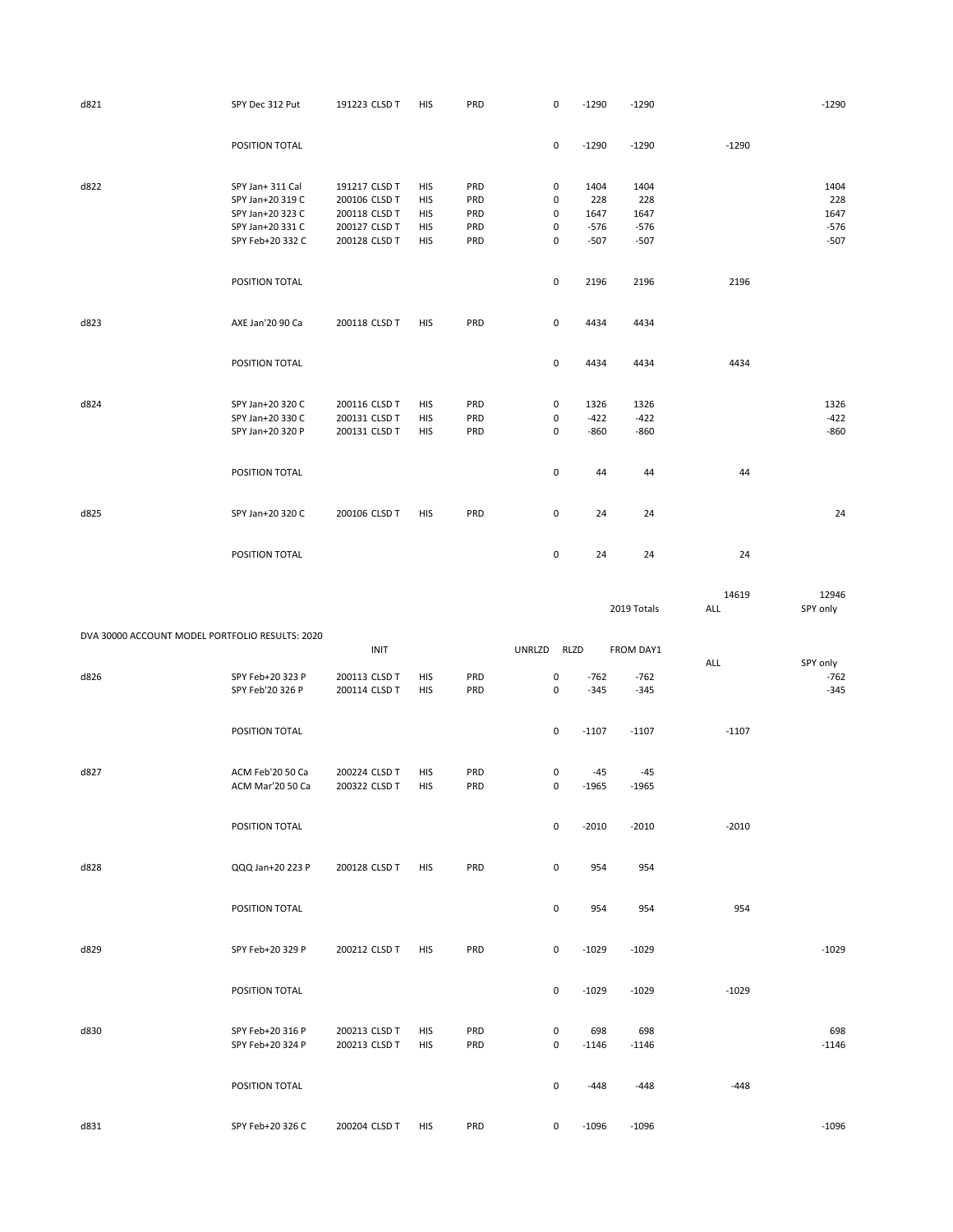| | | | | | | | | | |
|---|---|---|---|---|---|---|---|---|---|
| d821 | SPY Dec 312 Put | 191223 CLSD T | HIS | PRD | 0 | -1290 | -1290 | | -1290 |
| | POSITION TOTAL | | | | 0 | -1290 | -1290 | -1290 | |
| d822 | SPY Jan+ 311 Cal | 191217 CLSD T | HIS | PRD | 0 | 1404 | 1404 | | 1404 |
| | SPY Jan+20 319 C | 200106 CLSD T | HIS | PRD | 0 | 228 | 228 | | 228 |
| | SPY Jan+20 323 C | 200118 CLSD T | HIS | PRD | 0 | 1647 | 1647 | | 1647 |
| | SPY Jan+20 331 C | 200127 CLSD T | HIS | PRD | 0 | -576 | -576 | | -576 |
| | SPY Feb+20 332 C | 200128 CLSD T | HIS | PRD | 0 | -507 | -507 | | -507 |
| | POSITION TOTAL | | | | 0 | 2196 | 2196 | 2196 | |
| d823 | AXE Jan'20 90 Ca | 200118 CLSD T | HIS | PRD | 0 | 4434 | 4434 | | |
| | POSITION TOTAL | | | | 0 | 4434 | 4434 | 4434 | |
| d824 | SPY Jan+20 320 C | 200116 CLSD T | HIS | PRD | 0 | 1326 | 1326 | | 1326 |
| | SPY Jan+20 330 C | 200131 CLSD T | HIS | PRD | 0 | -422 | -422 | | -422 |
| | SPY Jan+20 320 P | 200131 CLSD T | HIS | PRD | 0 | -860 | -860 | | -860 |
| | POSITION TOTAL | | | | 0 | 44 | 44 | 44 | |
| d825 | SPY Jan+20 320 C | 200106 CLSD T | HIS | PRD | 0 | 24 | 24 | | 24 |
| | POSITION TOTAL | | | | 0 | 24 | 24 | 24 | |
| | | | | | | | 2019 Totals | 14619 ALL | 12946 SPY only |

DVA 30000 ACCOUNT MODEL PORTFOLIO RESULTS: 2020

| | | INIT | | | UNRLZD | RLZD | FROM DAY1 | ALL | SPY only |
|---|---|---|---|---|---|---|---|---|---|
| d826 | SPY Feb+20 323 P | 200113 CLSD T | HIS | PRD | 0 | -762 | -762 | | -762 |
| | SPY Feb'20 326 P | 200114 CLSD T | HIS | PRD | 0 | -345 | -345 | | -345 |
| | POSITION TOTAL | | | | 0 | -1107 | -1107 | -1107 | |
| d827 | ACM Feb'20 50 Ca | 200224 CLSD T | HIS | PRD | 0 | -45 | -45 | | |
| | ACM Mar'20 50 Ca | 200322 CLSD T | HIS | PRD | 0 | -1965 | -1965 | | |
| | POSITION TOTAL | | | | 0 | -2010 | -2010 | -2010 | |
| d828 | QQQ Jan+20 223 P | 200128 CLSD T | HIS | PRD | 0 | 954 | 954 | | |
| | POSITION TOTAL | | | | 0 | 954 | 954 | 954 | |
| d829 | SPY Feb+20 329 P | 200212 CLSD T | HIS | PRD | 0 | -1029 | -1029 | | -1029 |
| | POSITION TOTAL | | | | 0 | -1029 | -1029 | -1029 | |
| d830 | SPY Feb+20 316 P | 200213 CLSD T | HIS | PRD | 0 | 698 | 698 | | 698 |
| | SPY Feb+20 324 P | 200213 CLSD T | HIS | PRD | 0 | -1146 | -1146 | | -1146 |
| | POSITION TOTAL | | | | 0 | -448 | -448 | -448 | |
| d831 | SPY Feb+20 326 C | 200204 CLSD T | HIS | PRD | 0 | -1096 | -1096 | | -1096 |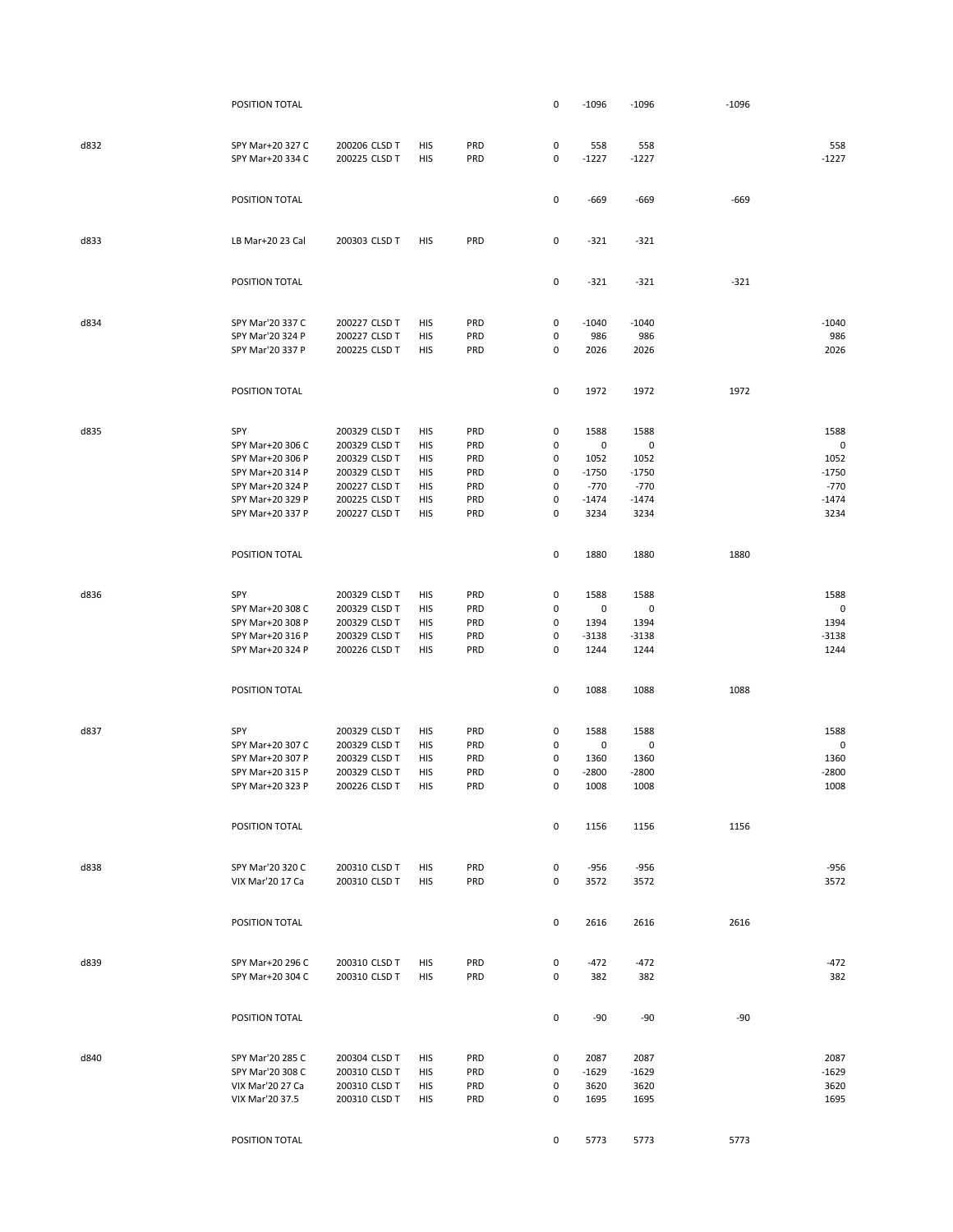| | | | | | | | | | |
|---|---|---|---|---|---|---|---|---|---|
| | POSITION TOTAL | | | | 0 | -1096 | -1096 | -1096 | |
| d832 | SPY Mar+20 327 C | 200206 CLSD T | HIS | PRD | 0 | 558 | 558 | | 558 |
| | SPY Mar+20 334 C | 200225 CLSD T | HIS | PRD | 0 | -1227 | -1227 | | -1227 |
| | POSITION TOTAL | | | | 0 | -669 | -669 | -669 | |
| d833 | LB Mar+20 23 Cal | 200303 CLSD T | HIS | PRD | 0 | -321 | -321 | | |
| | POSITION TOTAL | | | | 0 | -321 | -321 | -321 | |
| d834 | SPY Mar'20 337 C | 200227 CLSD T | HIS | PRD | 0 | -1040 | -1040 | | -1040 |
| | SPY Mar'20 324 P | 200227 CLSD T | HIS | PRD | 0 | 986 | 986 | | 986 |
| | SPY Mar'20 337 P | 200225 CLSD T | HIS | PRD | 0 | 2026 | 2026 | | 2026 |
| | POSITION TOTAL | | | | 0 | 1972 | 1972 | 1972 | |
| d835 | SPY | 200329 CLSD T | HIS | PRD | 0 | 1588 | 1588 | | 1588 |
| | SPY Mar+20 306 C | 200329 CLSD T | HIS | PRD | 0 | 0 | 0 | | 0 |
| | SPY Mar+20 306 P | 200329 CLSD T | HIS | PRD | 0 | 1052 | 1052 | | 1052 |
| | SPY Mar+20 314 P | 200329 CLSD T | HIS | PRD | 0 | -1750 | -1750 | | -1750 |
| | SPY Mar+20 324 P | 200227 CLSD T | HIS | PRD | 0 | -770 | -770 | | -770 |
| | SPY Mar+20 329 P | 200225 CLSD T | HIS | PRD | 0 | -1474 | -1474 | | -1474 |
| | SPY Mar+20 337 P | 200227 CLSD T | HIS | PRD | 0 | 3234 | 3234 | | 3234 |
| | POSITION TOTAL | | | | 0 | 1880 | 1880 | 1880 | |
| d836 | SPY | 200329 CLSD T | HIS | PRD | 0 | 1588 | 1588 | | 1588 |
| | SPY Mar+20 308 C | 200329 CLSD T | HIS | PRD | 0 | 0 | 0 | | 0 |
| | SPY Mar+20 308 P | 200329 CLSD T | HIS | PRD | 0 | 1394 | 1394 | | 1394 |
| | SPY Mar+20 316 P | 200329 CLSD T | HIS | PRD | 0 | -3138 | -3138 | | -3138 |
| | SPY Mar+20 324 P | 200226 CLSD T | HIS | PRD | 0 | 1244 | 1244 | | 1244 |
| | POSITION TOTAL | | | | 0 | 1088 | 1088 | 1088 | |
| d837 | SPY | 200329 CLSD T | HIS | PRD | 0 | 1588 | 1588 | | 1588 |
| | SPY Mar+20 307 C | 200329 CLSD T | HIS | PRD | 0 | 0 | 0 | | 0 |
| | SPY Mar+20 307 P | 200329 CLSD T | HIS | PRD | 0 | 1360 | 1360 | | 1360 |
| | SPY Mar+20 315 P | 200329 CLSD T | HIS | PRD | 0 | -2800 | -2800 | | -2800 |
| | SPY Mar+20 323 P | 200226 CLSD T | HIS | PRD | 0 | 1008 | 1008 | | 1008 |
| | POSITION TOTAL | | | | 0 | 1156 | 1156 | 1156 | |
| d838 | SPY Mar'20 320 C | 200310 CLSD T | HIS | PRD | 0 | -956 | -956 | | -956 |
| | VIX Mar'20 17 Ca | 200310 CLSD T | HIS | PRD | 0 | 3572 | 3572 | | 3572 |
| | POSITION TOTAL | | | | 0 | 2616 | 2616 | 2616 | |
| d839 | SPY Mar+20 296 C | 200310 CLSD T | HIS | PRD | 0 | -472 | -472 | | -472 |
| | SPY Mar+20 304 C | 200310 CLSD T | HIS | PRD | 0 | 382 | 382 | | 382 |
| | POSITION TOTAL | | | | 0 | -90 | -90 | -90 | |
| d840 | SPY Mar'20 285 C | 200304 CLSD T | HIS | PRD | 0 | 2087 | 2087 | | 2087 |
| | SPY Mar'20 308 C | 200310 CLSD T | HIS | PRD | 0 | -1629 | -1629 | | -1629 |
| | VIX Mar'20 27 Ca | 200310 CLSD T | HIS | PRD | 0 | 3620 | 3620 | | 3620 |
| | VIX Mar'20 37.5 | 200310 CLSD T | HIS | PRD | 0 | 1695 | 1695 | | 1695 |
| | POSITION TOTAL | | | | 0 | 5773 | 5773 | 5773 | |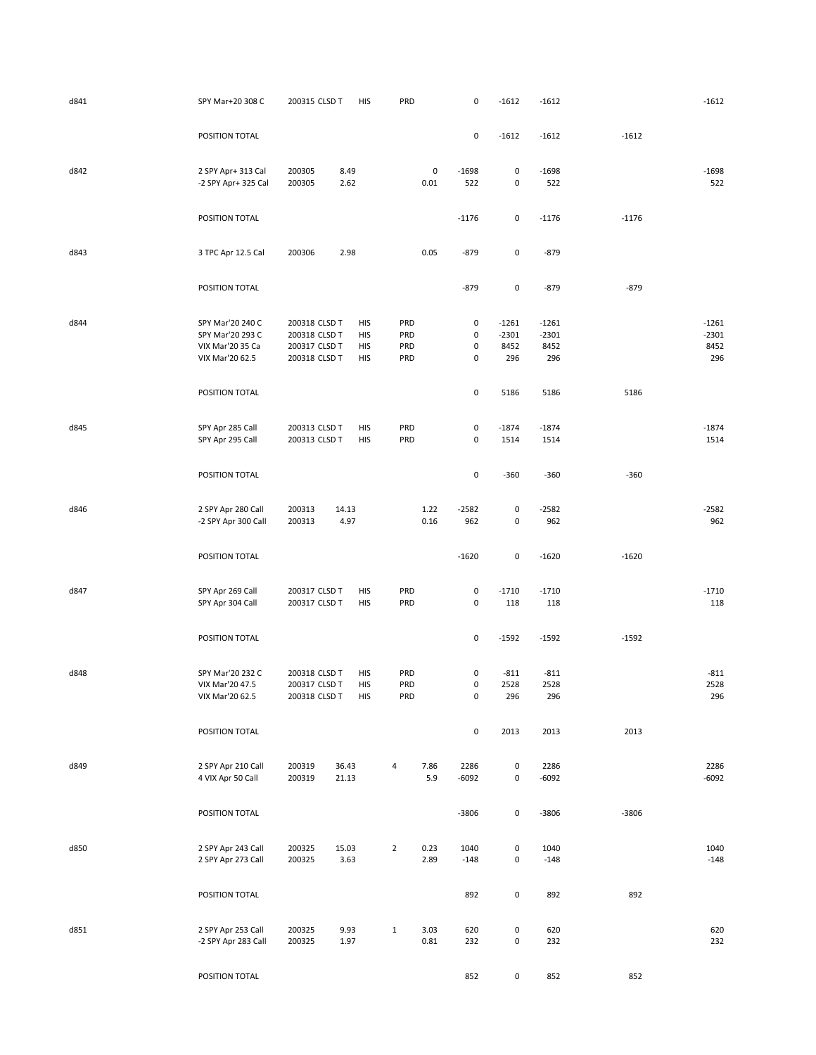| | | | | | | | | | | | | |
|---|---|---|---|---|---|---|---|---|---|---|---|---|
| d841 | SPY Mar+20 308 C | 200315 CLSD T | | HIS | PRD | | 0 | -1612 | -1612 | | -1612 |
| | POSITION TOTAL | | | | | | 0 | -1612 | -1612 | -1612 | |
| d842 | 2 SPY Apr+ 313 Cal | 200305 | 8.49 | | | 0 | -1698 | 0 | -1698 | | -1698 |
| | -2 SPY Apr+ 325 Cal | 200305 | 2.62 | | | 0.01 | 522 | 0 | 522 | | 522 |
| | POSITION TOTAL | | | | | | -1176 | 0 | -1176 | -1176 | |
| d843 | 3 TPC Apr 12.5 Cal | 200306 | 2.98 | | | 0.05 | -879 | 0 | -879 | | |
| | POSITION TOTAL | | | | | | -879 | 0 | -879 | -879 | |
| d844 | SPY Mar'20 240 C | 200318 CLSD T | | HIS | PRD | | 0 | -1261 | -1261 | | -1261 |
| | SPY Mar'20 293 C | 200318 CLSD T | | HIS | PRD | | 0 | -2301 | -2301 | | -2301 |
| | VIX Mar'20 35 Ca | 200317 CLSD T | | HIS | PRD | | 0 | 8452 | 8452 | | 8452 |
| | VIX Mar'20 62.5 | 200318 CLSD T | | HIS | PRD | | 0 | 296 | 296 | | 296 |
| | POSITION TOTAL | | | | | | 0 | 5186 | 5186 | 5186 | |
| d845 | SPY Apr 285 Call | 200313 CLSD T | | HIS | PRD | | 0 | -1874 | -1874 | | -1874 |
| | SPY Apr 295 Call | 200313 CLSD T | | HIS | PRD | | 0 | 1514 | 1514 | | 1514 |
| | POSITION TOTAL | | | | | | 0 | -360 | -360 | -360 | |
| d846 | 2 SPY Apr 280 Call | 200313 | 14.13 | | | 1.22 | -2582 | 0 | -2582 | | -2582 |
| | -2 SPY Apr 300 Call | 200313 | 4.97 | | | 0.16 | 962 | 0 | 962 | | 962 |
| | POSITION TOTAL | | | | | | -1620 | 0 | -1620 | -1620 | |
| d847 | SPY Apr 269 Call | 200317 CLSD T | | HIS | PRD | | 0 | -1710 | -1710 | | -1710 |
| | SPY Apr 304 Call | 200317 CLSD T | | HIS | PRD | | 0 | 118 | 118 | | 118 |
| | POSITION TOTAL | | | | | | 0 | -1592 | -1592 | -1592 | |
| d848 | SPY Mar'20 232 C | 200318 CLSD T | | HIS | PRD | | 0 | -811 | -811 | | -811 |
| | VIX Mar'20 47.5 | 200317 CLSD T | | HIS | PRD | | 0 | 2528 | 2528 | | 2528 |
| | VIX Mar'20 62.5 | 200318 CLSD T | | HIS | PRD | | 0 | 296 | 296 | | 296 |
| | POSITION TOTAL | | | | | | 0 | 2013 | 2013 | 2013 | |
| d849 | 2 SPY Apr 210 Call | 200319 | 36.43 | | 4 | 7.86 | 2286 | 0 | 2286 | | 2286 |
| | 4 VIX Apr 50 Call | 200319 | 21.13 | | | 5.9 | -6092 | 0 | -6092 | | -6092 |
| | POSITION TOTAL | | | | | | -3806 | 0 | -3806 | -3806 | |
| d850 | 2 SPY Apr 243 Call | 200325 | 15.03 | | 2 | 0.23 | 1040 | 0 | 1040 | | 1040 |
| | 2 SPY Apr 273 Call | 200325 | 3.63 | | | 2.89 | -148 | 0 | -148 | | -148 |
| | POSITION TOTAL | | | | | | 892 | 0 | 892 | 892 | |
| d851 | 2 SPY Apr 253 Call | 200325 | 9.93 | | 1 | 3.03 | 620 | 0 | 620 | | 620 |
| | -2 SPY Apr 283 Call | 200325 | 1.97 | | | 0.81 | 232 | 0 | 232 | | 232 |
| | POSITION TOTAL | | | | | | 852 | 0 | 852 | 852 | |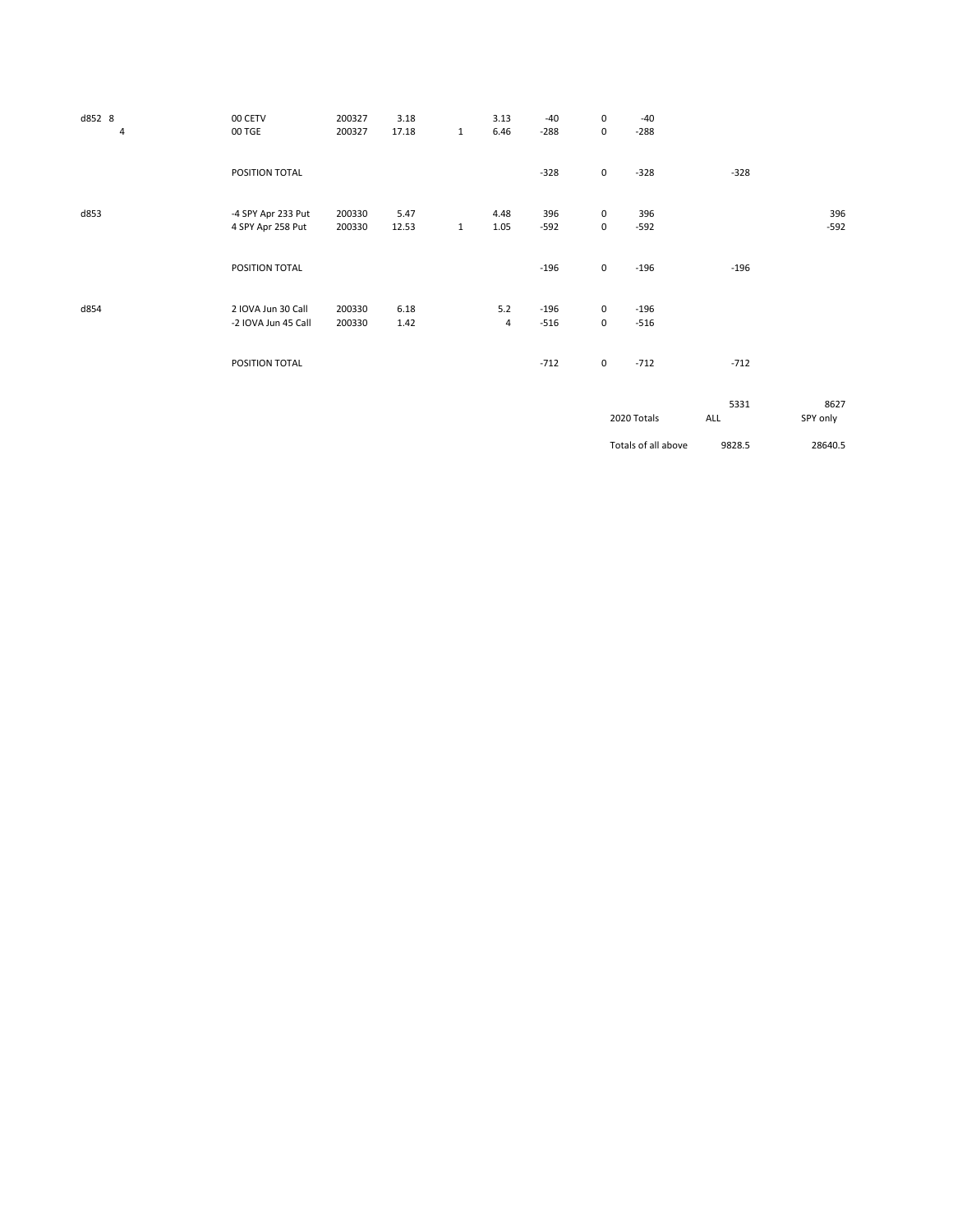| | | | | | | | | | | | |
|---|---|---|---|---|---|---|---|---|---|---|---|
| d852 8 | 00 CETV | 200327 | 3.18 | | 3.13 | -40 | 0 | -40 | | | |
| 4 | 00 TGE | 200327 | 17.18 | 1 | 6.46 | -288 | 0 | -288 | | | |
| | POSITION TOTAL | | | | | -328 | 0 | -328 | | -328 | |
| d853 | -4 SPY Apr 233 Put | 200330 | 5.47 | | 4.48 | 396 | 0 | 396 | | | 396 |
| | 4 SPY Apr 258 Put | 200330 | 12.53 | 1 | 1.05 | -592 | 0 | -592 | | | -592 |
| | POSITION TOTAL | | | | | -196 | 0 | -196 | | -196 | |
| d854 | 2 IOVA Jun 30 Call | 200330 | 6.18 | | 5.2 | -196 | 0 | -196 | | | |
| | -2 IOVA Jun 45 Call | 200330 | 1.42 | | 4 | -516 | 0 | -516 | | | |
| | POSITION TOTAL | | | | | -712 | 0 | -712 | | -712 | |
| | | | | | | | | | | 5331 | 8627 |
| | | | | | | | | | 2020 Totals | ALL | SPY only |
| | | | | | | | | | Totals of all above | 9828.5 | 28640.5 |